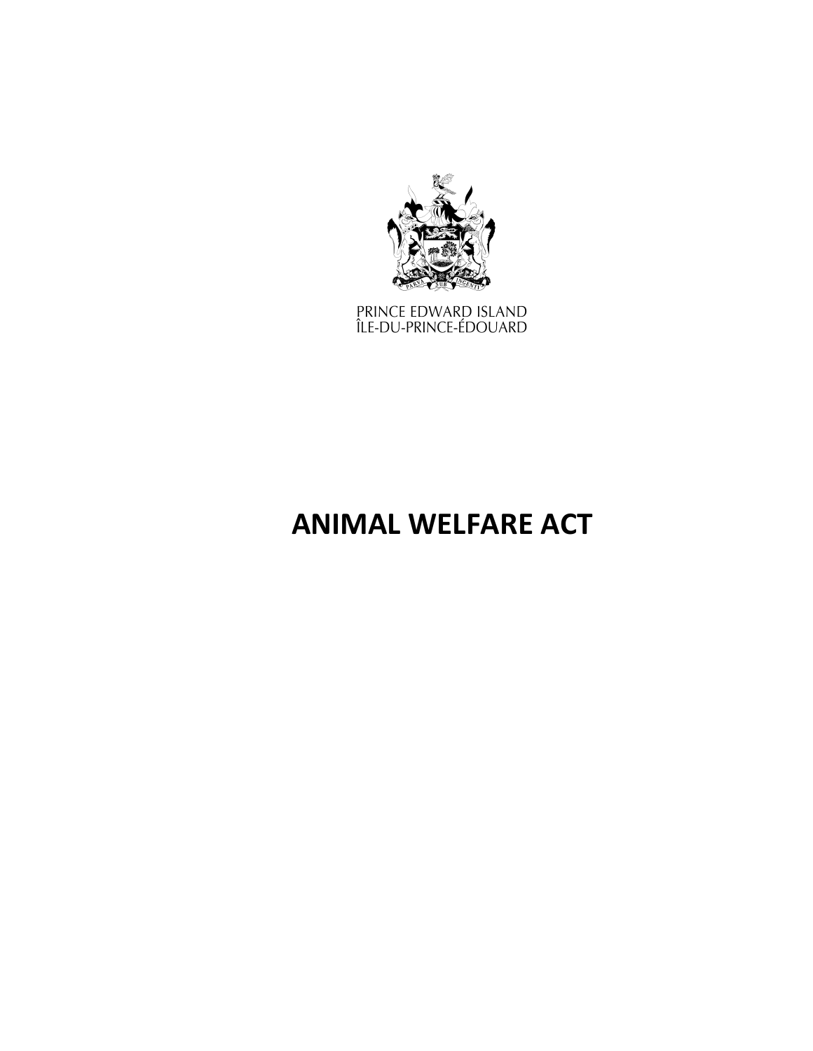PRINCE EDWARD ISLAND
ÎLE-DU-PRINCE-ÉDOUARD

# ANIMAL WELFARE ACT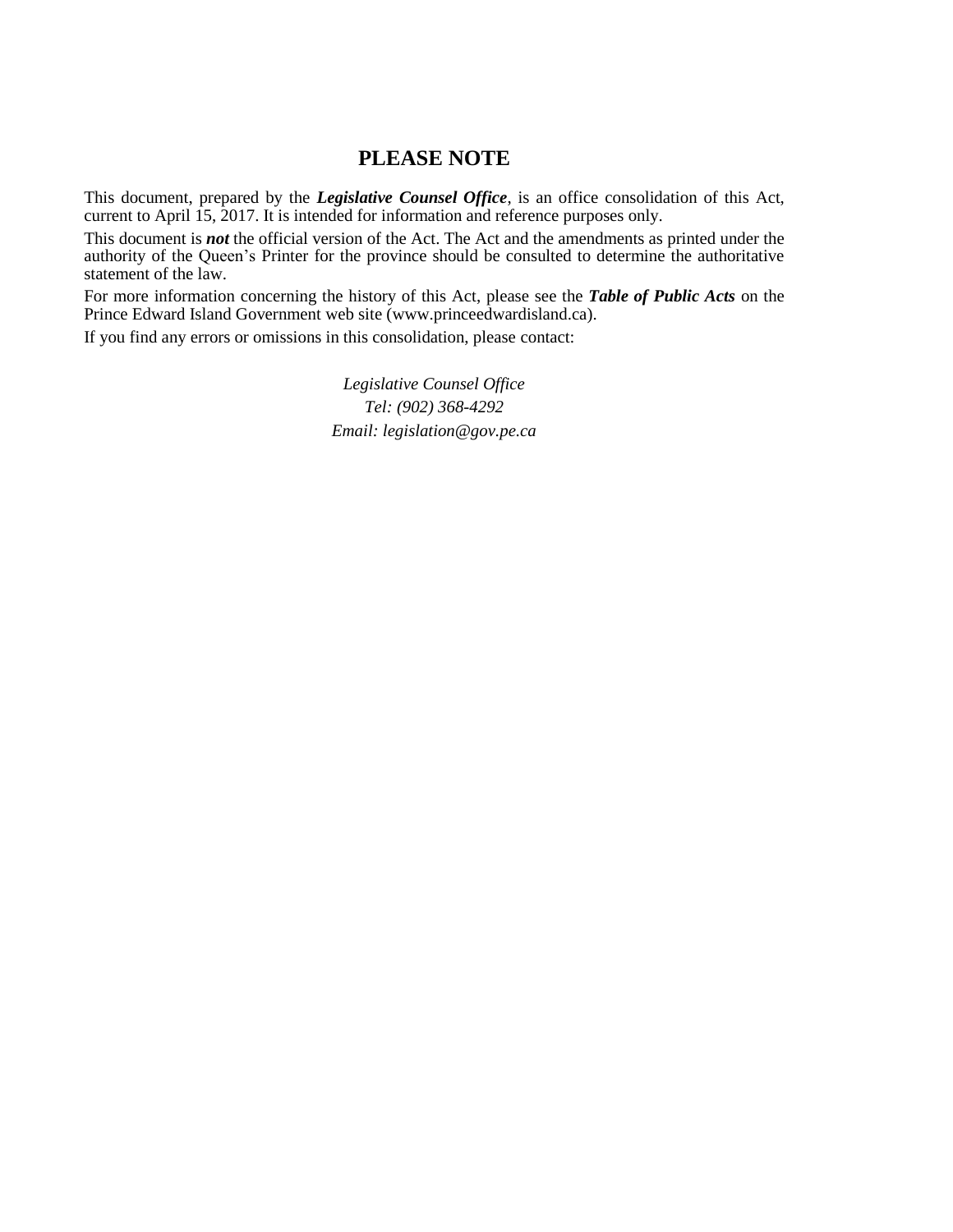## PLEASE NOTE

This document, prepared by the ***Legislative Counsel Office***, is an office consolidation of this Act, current to April 15, 2017. It is intended for information and reference purposes only.

This document is ***not*** the official version of the Act. The Act and the amendments as printed under the authority of the Queen's Printer for the province should be consulted to determine the authoritative statement of the law.

For more information concerning the history of this Act, please see the ***Table of Public Acts*** on the Prince Edward Island Government web site (www.princeedwardisland.ca).

If you find any errors or omissions in this consolidation, please contact:

*Legislative Counsel Office*
*Tel: (902) 368-4292*
*Email: legislation@gov.pe.ca*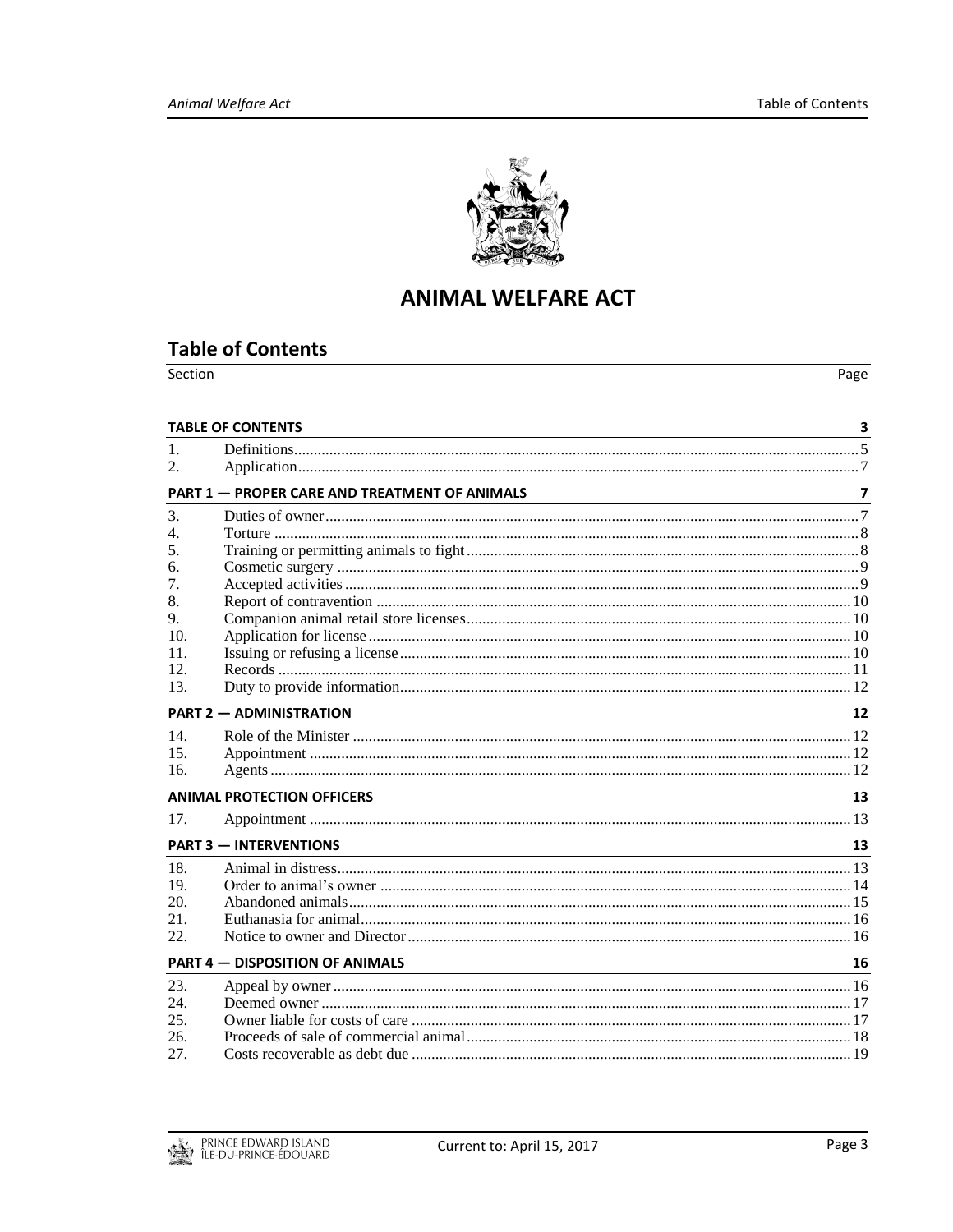# ANIMAL WELFARE ACT

## Table of Contents

| Section | | Page |
|---|---|---|
| **TABLE OF CONTENTS** | | **3** |
| 1. | Definitions | 5 |
| 2. | Application | 7 |
| **PART 1 — PROPER CARE AND TREATMENT OF ANIMALS** | | **7** |
| 3. | Duties of owner | 7 |
| 4. | Torture | 8 |
| 5. | Training or permitting animals to fight | 8 |
| 6. | Cosmetic surgery | 9 |
| 7. | Accepted activities | 9 |
| 8. | Report of contravention | 10 |
| 9. | Companion animal retail store licenses | 10 |
| 10. | Application for license | 10 |
| 11. | Issuing or refusing a license | 10 |
| 12. | Records | 11 |
| 13. | Duty to provide information | 12 |
| **PART 2 — ADMINISTRATION** | | **12** |
| 14. | Role of the Minister | 12 |
| 15. | Appointment | 12 |
| 16. | Agents | 12 |
| **ANIMAL PROTECTION OFFICERS** | | **13** |
| 17. | Appointment | 13 |
| **PART 3 — INTERVENTIONS** | | **13** |
| 18. | Animal in distress | 13 |
| 19. | Order to animal's owner | 14 |
| 20. | Abandoned animals | 15 |
| 21. | Euthanasia for animal | 16 |
| 22. | Notice to owner and Director | 16 |
| **PART 4 — DISPOSITION OF ANIMALS** | | **16** |
| 23. | Appeal by owner | 16 |
| 24. | Deemed owner | 17 |
| 25. | Owner liable for costs of care | 17 |
| 26. | Proceeds of sale of commercial animal | 18 |
| 27. | Costs recoverable as debt due | 19 |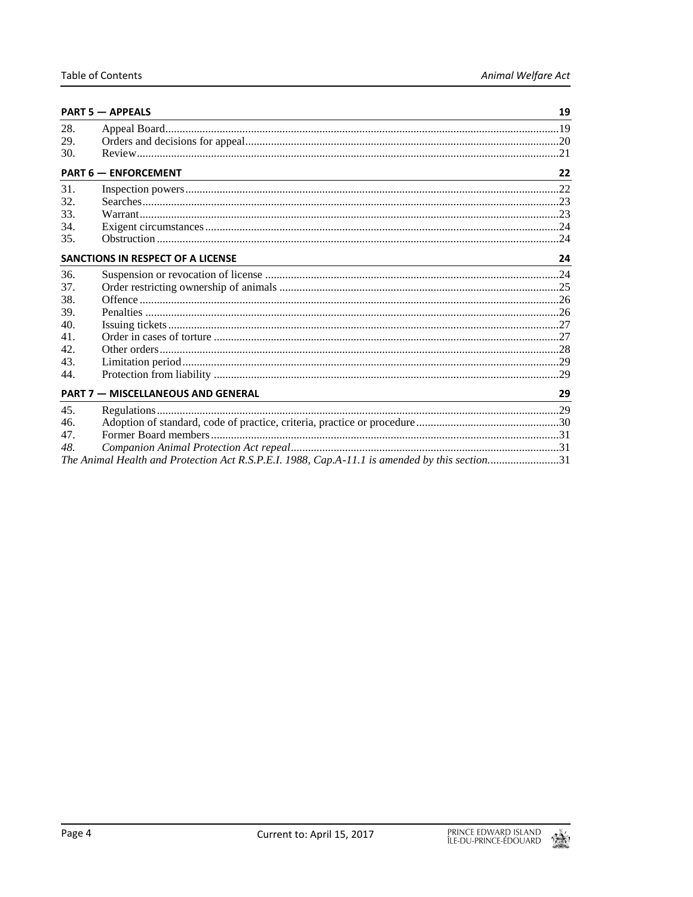**PART 5 — APPEALS** 19

28. Appeal Board 19
29. Orders and decisions for appeal 20
30. Review 21

**PART 6 — ENFORCEMENT** 22

31. Inspection powers 22
32. Searches 23
33. Warrant 23
34. Exigent circumstances 24
35. Obstruction 24

**SANCTIONS IN RESPECT OF A LICENSE** 24

36. Suspension or revocation of license 24
37. Order restricting ownership of animals 25
38. Offence 26
39. Penalties 26
40. Issuing tickets 27
41. Order in cases of torture 27
42. Other orders 28
43. Limitation period 29
44. Protection from liability 29

**PART 7 — MISCELLANEOUS AND GENERAL** 29

45. Regulations 29
46. Adoption of standard, code of practice, criteria, practice or procedure 30
47. Former Board members 31
*48. Companion Animal Protection Act repeal* 31

*The Animal Health and Protection Act R.S.P.E.I. 1988, Cap.A-11.1 is amended by this section.* 31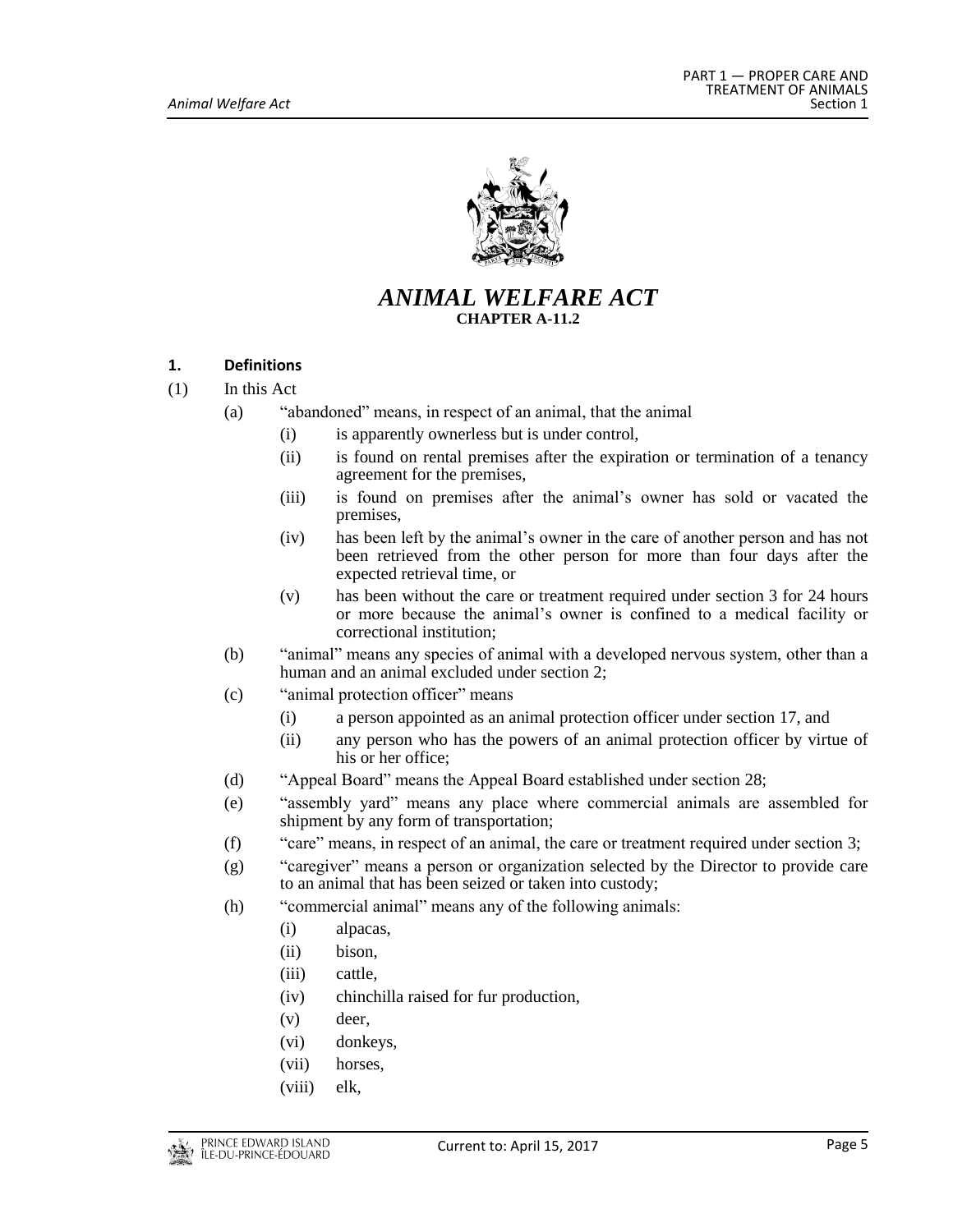# *ANIMAL WELFARE ACT*

**CHAPTER A-11.2**

## 1. Definitions

(1) In this Act

(a) "abandoned" means, in respect of an animal, that the animal

(i) is apparently ownerless but is under control,

(ii) is found on rental premises after the expiration or termination of a tenancy agreement for the premises,

(iii) is found on premises after the animal's owner has sold or vacated the premises,

(iv) has been left by the animal's owner in the care of another person and has not been retrieved from the other person for more than four days after the expected retrieval time, or

(v) has been without the care or treatment required under section 3 for 24 hours or more because the animal's owner is confined to a medical facility or correctional institution;

(b) "animal" means any species of animal with a developed nervous system, other than a human and an animal excluded under section 2;

(c) "animal protection officer" means

(i) a person appointed as an animal protection officer under section 17, and

(ii) any person who has the powers of an animal protection officer by virtue of his or her office;

(d) "Appeal Board" means the Appeal Board established under section 28;

(e) "assembly yard" means any place where commercial animals are assembled for shipment by any form of transportation;

(f) "care" means, in respect of an animal, the care or treatment required under section 3;

(g) "caregiver" means a person or organization selected by the Director to provide care to an animal that has been seized or taken into custody;

(h) "commercial animal" means any of the following animals:

(i) alpacas,

(ii) bison,

(iii) cattle,

(iv) chinchilla raised for fur production,

(v) deer,

(vi) donkeys,

(vii) horses,

(viii) elk,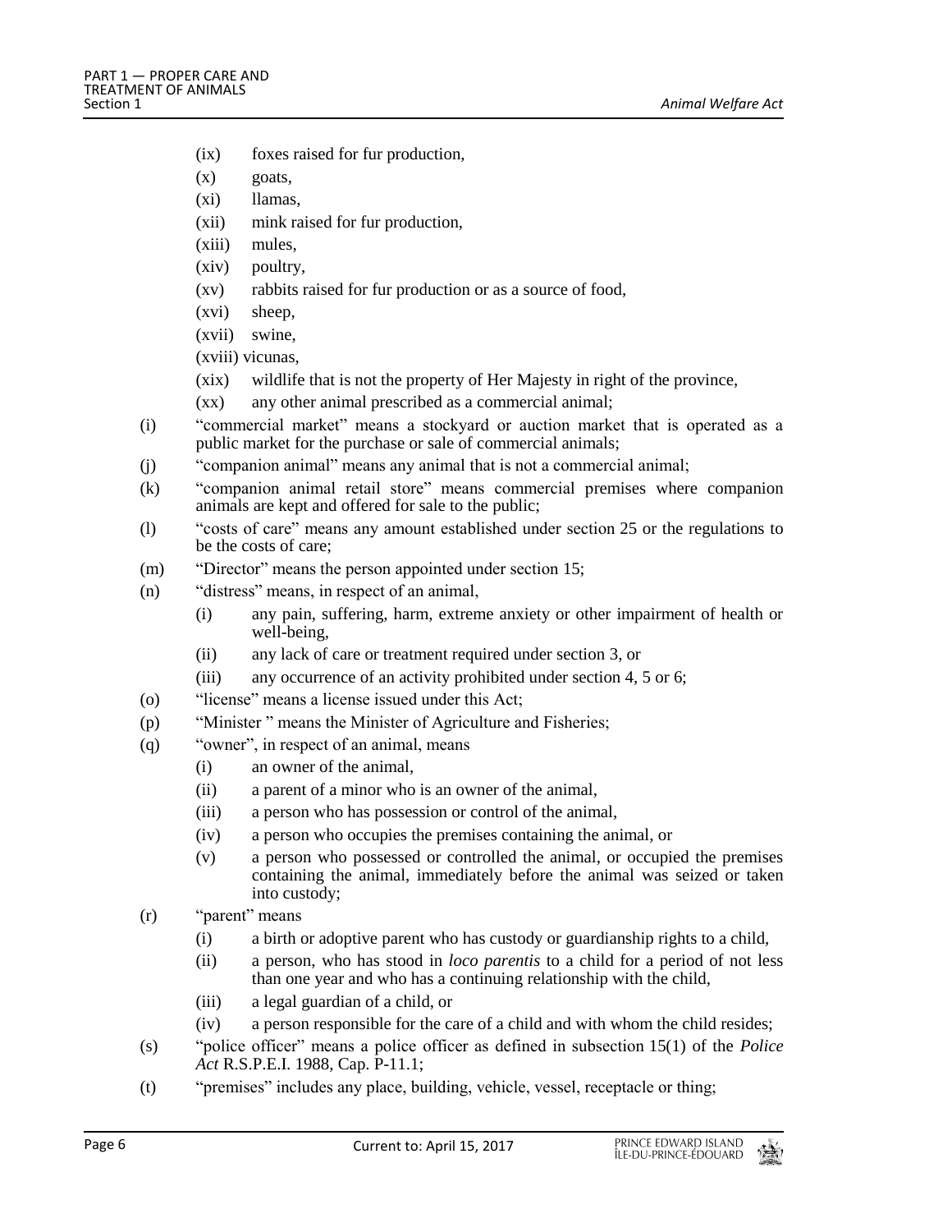(ix) foxes raised for fur production,

(x) goats,

(xi) llamas,

(xii) mink raised for fur production,

(xiii) mules,

(xiv) poultry,

(xv) rabbits raised for fur production or as a source of food,

(xvi) sheep,

(xvii) swine,

(xviii) vicunas,

(xix) wildlife that is not the property of Her Majesty in right of the province,

(xx) any other animal prescribed as a commercial animal;

(i) "commercial market" means a stockyard or auction market that is operated as a public market for the purchase or sale of commercial animals;

(j) "companion animal" means any animal that is not a commercial animal;

(k) "companion animal retail store" means commercial premises where companion animals are kept and offered for sale to the public;

(l) "costs of care" means any amount established under section 25 or the regulations to be the costs of care;

(m) "Director" means the person appointed under section 15;

(n) "distress" means, in respect of an animal,

(i) any pain, suffering, harm, extreme anxiety or other impairment of health or well-being,

(ii) any lack of care or treatment required under section 3, or

(iii) any occurrence of an activity prohibited under section 4, 5 or 6;

(o) "license" means a license issued under this Act;

(p) "Minister " means the Minister of Agriculture and Fisheries;

(q) "owner", in respect of an animal, means

(i) an owner of the animal,

(ii) a parent of a minor who is an owner of the animal,

(iii) a person who has possession or control of the animal,

(iv) a person who occupies the premises containing the animal, or

(v) a person who possessed or controlled the animal, or occupied the premises containing the animal, immediately before the animal was seized or taken into custody;

(r) "parent" means

(i) a birth or adoptive parent who has custody or guardianship rights to a child,

(ii) a person, who has stood in *loco parentis* to a child for a period of not less than one year and who has a continuing relationship with the child,

(iii) a legal guardian of a child, or

(iv) a person responsible for the care of a child and with whom the child resides;

(s) "police officer" means a police officer as defined in subsection 15(1) of the *Police Act* R.S.P.E.I. 1988, Cap. P-11.1;

(t) "premises" includes any place, building, vehicle, vessel, receptacle or thing;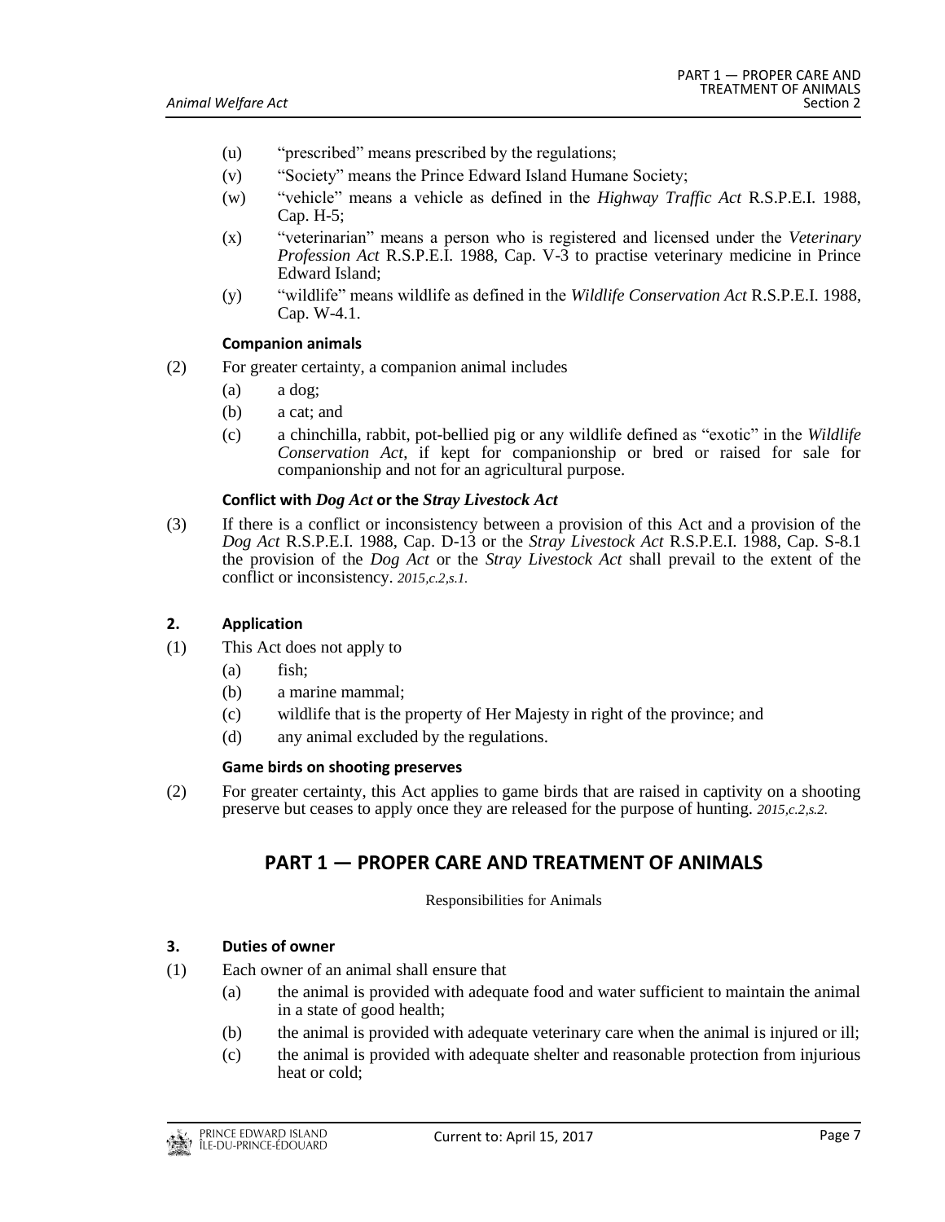(u) "prescribed" means prescribed by the regulations;

(v) "Society" means the Prince Edward Island Humane Society;

(w) "vehicle" means a vehicle as defined in the *Highway Traffic Act* R.S.P.E.I. 1988, Cap. H-5;

(x) "veterinarian" means a person who is registered and licensed under the *Veterinary Profession Act* R.S.P.E.I. 1988, Cap. V-3 to practise veterinary medicine in Prince Edward Island;

(y) "wildlife" means wildlife as defined in the *Wildlife Conservation Act* R.S.P.E.I. 1988, Cap. W-4.1.

**Companion animals**

(2) For greater certainty, a companion animal includes

(a) a dog;

(b) a cat; and

(c) a chinchilla, rabbit, pot-bellied pig or any wildlife defined as "exotic" in the *Wildlife Conservation Act*, if kept for companionship or bred or raised for sale for companionship and not for an agricultural purpose.

**Conflict with *Dog Act* or the *Stray Livestock Act***

(3) If there is a conflict or inconsistency between a provision of this Act and a provision of the *Dog Act* R.S.P.E.I. 1988, Cap. D-13 or the *Stray Livestock Act* R.S.P.E.I. 1988, Cap. S-8.1 the provision of the *Dog Act* or the *Stray Livestock Act* shall prevail to the extent of the conflict or inconsistency. *2015,c.2,s.1.*

### 2. Application

(1) This Act does not apply to

(a) fish;

(b) a marine mammal;

(c) wildlife that is the property of Her Majesty in right of the province; and

(d) any animal excluded by the regulations.

**Game birds on shooting preserves**

(2) For greater certainty, this Act applies to game birds that are raised in captivity on a shooting preserve but ceases to apply once they are released for the purpose of hunting. *2015,c.2,s.2.*

## PART 1 — PROPER CARE AND TREATMENT OF ANIMALS

Responsibilities for Animals

### 3. Duties of owner

(1) Each owner of an animal shall ensure that

(a) the animal is provided with adequate food and water sufficient to maintain the animal in a state of good health;

(b) the animal is provided with adequate veterinary care when the animal is injured or ill;

(c) the animal is provided with adequate shelter and reasonable protection from injurious heat or cold;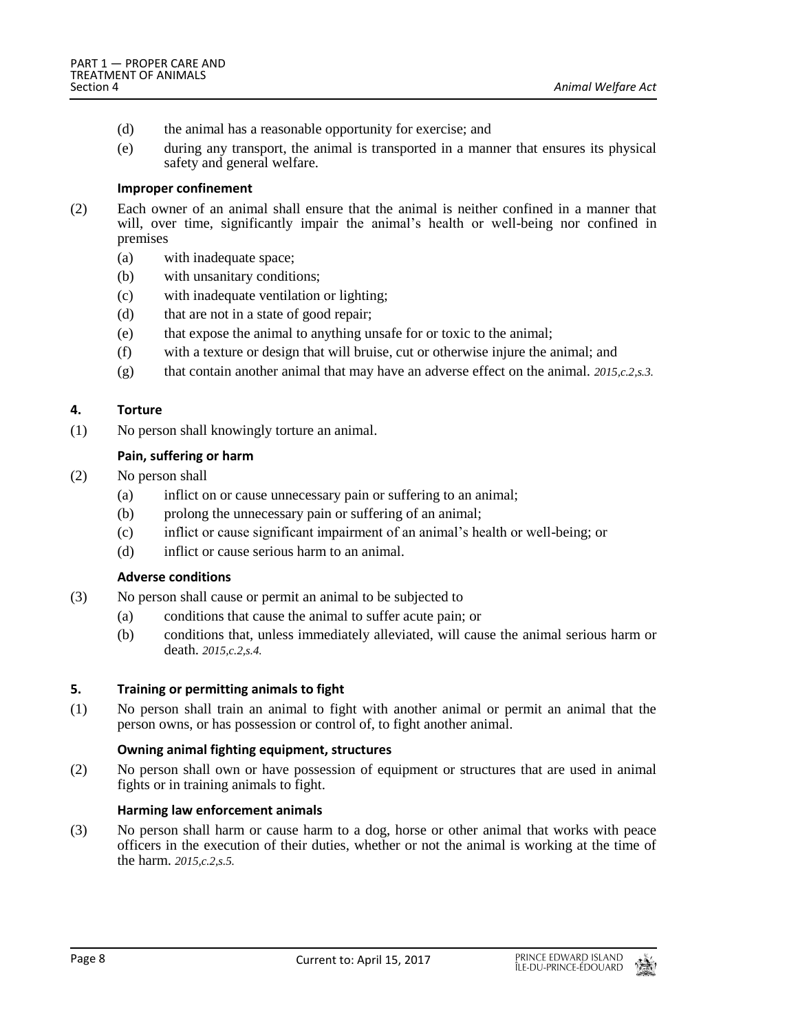(d) the animal has a reasonable opportunity for exercise; and

(e) during any transport, the animal is transported in a manner that ensures its physical safety and general welfare.

**Improper confinement**

(2) Each owner of an animal shall ensure that the animal is neither confined in a manner that will, over time, significantly impair the animal's health or well-being nor confined in premises

(a) with inadequate space;

(b) with unsanitary conditions;

(c) with inadequate ventilation or lighting;

(d) that are not in a state of good repair;

(e) that expose the animal to anything unsafe for or toxic to the animal;

(f) with a texture or design that will bruise, cut or otherwise injure the animal; and

(g) that contain another animal that may have an adverse effect on the animal. *2015,c.2,s.3.*

## 4. Torture

(1) No person shall knowingly torture an animal.

**Pain, suffering or harm**

(2) No person shall

(a) inflict on or cause unnecessary pain or suffering to an animal;

(b) prolong the unnecessary pain or suffering of an animal;

(c) inflict or cause significant impairment of an animal's health or well-being; or

(d) inflict or cause serious harm to an animal.

**Adverse conditions**

(3) No person shall cause or permit an animal to be subjected to

(a) conditions that cause the animal to suffer acute pain; or

(b) conditions that, unless immediately alleviated, will cause the animal serious harm or death. *2015,c.2,s.4.*

## 5. Training or permitting animals to fight

(1) No person shall train an animal to fight with another animal or permit an animal that the person owns, or has possession or control of, to fight another animal.

**Owning animal fighting equipment, structures**

(2) No person shall own or have possession of equipment or structures that are used in animal fights or in training animals to fight.

**Harming law enforcement animals**

(3) No person shall harm or cause harm to a dog, horse or other animal that works with peace officers in the execution of their duties, whether or not the animal is working at the time of the harm. *2015,c.2,s.5.*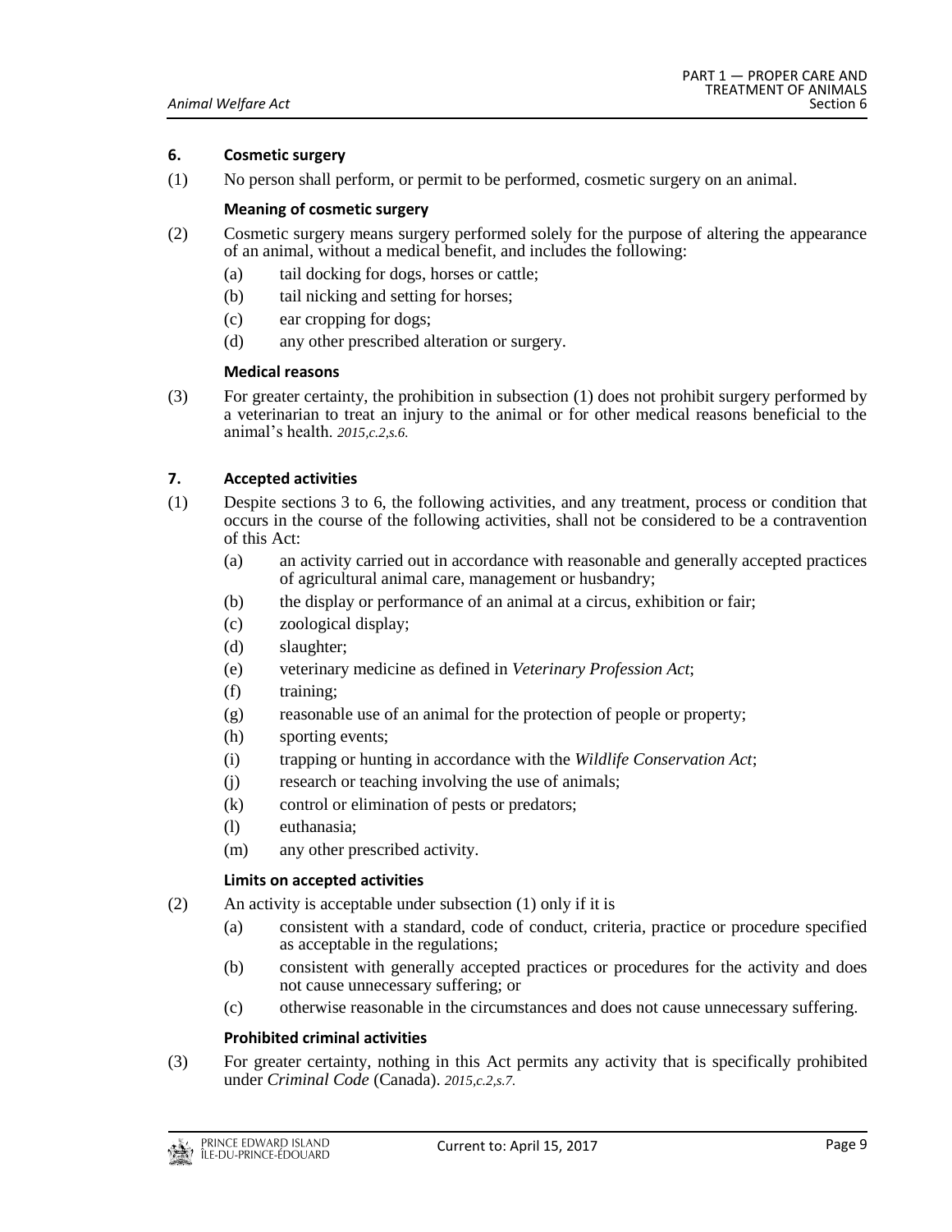### 6. Cosmetic surgery

(1) No person shall perform, or permit to be performed, cosmetic surgery on an animal.

**Meaning of cosmetic surgery**

(2) Cosmetic surgery means surgery performed solely for the purpose of altering the appearance of an animal, without a medical benefit, and includes the following:

- (a) tail docking for dogs, horses or cattle;
- (b) tail nicking and setting for horses;
- (c) ear cropping for dogs;
- (d) any other prescribed alteration or surgery.

**Medical reasons**

(3) For greater certainty, the prohibition in subsection (1) does not prohibit surgery performed by a veterinarian to treat an injury to the animal or for other medical reasons beneficial to the animal's health. *2015,c.2,s.6.*

### 7. Accepted activities

(1) Despite sections 3 to 6, the following activities, and any treatment, process or condition that occurs in the course of the following activities, shall not be considered to be a contravention of this Act:

- (a) an activity carried out in accordance with reasonable and generally accepted practices of agricultural animal care, management or husbandry;
- (b) the display or performance of an animal at a circus, exhibition or fair;
- (c) zoological display;
- (d) slaughter;
- (e) veterinary medicine as defined in *Veterinary Profession Act*;
- (f) training;
- (g) reasonable use of an animal for the protection of people or property;
- (h) sporting events;
- (i) trapping or hunting in accordance with the *Wildlife Conservation Act*;
- (j) research or teaching involving the use of animals;
- (k) control or elimination of pests or predators;
- (l) euthanasia;
- (m) any other prescribed activity.

**Limits on accepted activities**

(2) An activity is acceptable under subsection (1) only if it is

- (a) consistent with a standard, code of conduct, criteria, practice or procedure specified as acceptable in the regulations;
- (b) consistent with generally accepted practices or procedures for the activity and does not cause unnecessary suffering; or
- (c) otherwise reasonable in the circumstances and does not cause unnecessary suffering.

**Prohibited criminal activities**

(3) For greater certainty, nothing in this Act permits any activity that is specifically prohibited under *Criminal Code* (Canada). *2015,c.2,s.7.*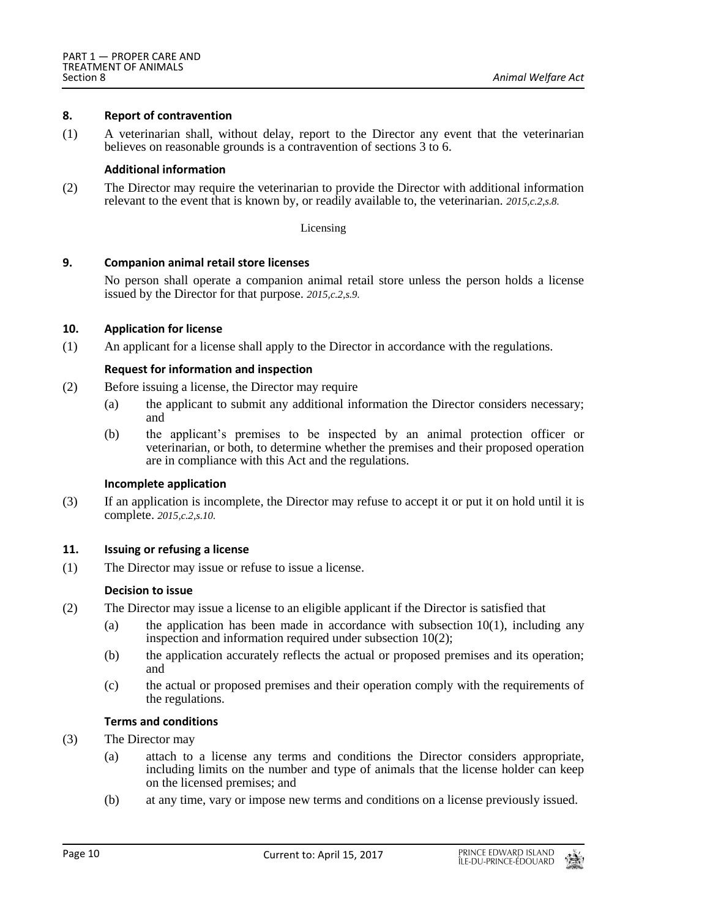**8. Report of contravention**

(1) A veterinarian shall, without delay, report to the Director any event that the veterinarian believes on reasonable grounds is a contravention of sections 3 to 6.

**Additional information**

(2) The Director may require the veterinarian to provide the Director with additional information relevant to the event that is known by, or readily available to, the veterinarian. *2015,c.2,s.8.*

Licensing

**9. Companion animal retail store licenses**

No person shall operate a companion animal retail store unless the person holds a license issued by the Director for that purpose. *2015,c.2,s.9.*

**10. Application for license**

(1) An applicant for a license shall apply to the Director in accordance with the regulations.

**Request for information and inspection**

(2) Before issuing a license, the Director may require

- (a) the applicant to submit any additional information the Director considers necessary; and
- (b) the applicant's premises to be inspected by an animal protection officer or veterinarian, or both, to determine whether the premises and their proposed operation are in compliance with this Act and the regulations.

**Incomplete application**

(3) If an application is incomplete, the Director may refuse to accept it or put it on hold until it is complete. *2015,c.2,s.10.*

**11. Issuing or refusing a license**

(1) The Director may issue or refuse to issue a license.

**Decision to issue**

(2) The Director may issue a license to an eligible applicant if the Director is satisfied that

- (a) the application has been made in accordance with subsection 10(1), including any inspection and information required under subsection 10(2);
- (b) the application accurately reflects the actual or proposed premises and its operation; and
- (c) the actual or proposed premises and their operation comply with the requirements of the regulations.

**Terms and conditions**

(3) The Director may

- (a) attach to a license any terms and conditions the Director considers appropriate, including limits on the number and type of animals that the license holder can keep on the licensed premises; and
- (b) at any time, vary or impose new terms and conditions on a license previously issued.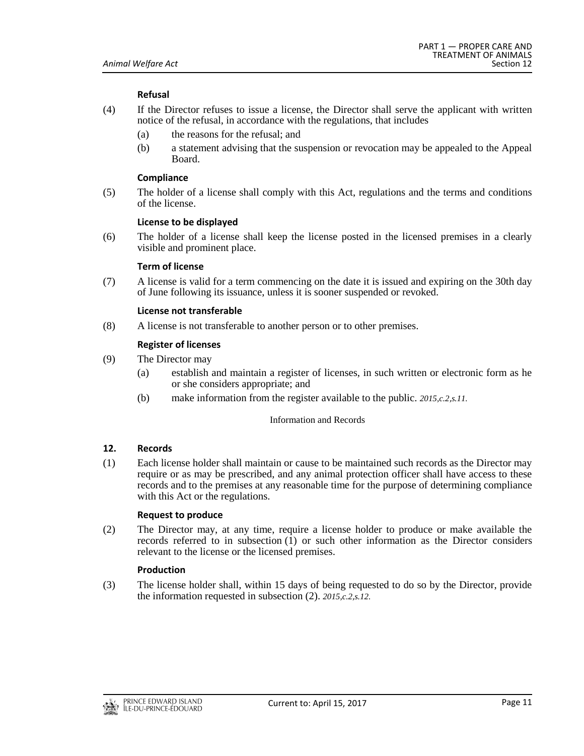**Refusal**

(4) If the Director refuses to issue a license, the Director shall serve the applicant with written notice of the refusal, in accordance with the regulations, that includes

(a) the reasons for the refusal; and

(b) a statement advising that the suspension or revocation may be appealed to the Appeal Board.

**Compliance**

(5) The holder of a license shall comply with this Act, regulations and the terms and conditions of the license.

**License to be displayed**

(6) The holder of a license shall keep the license posted in the licensed premises in a clearly visible and prominent place.

**Term of license**

(7) A license is valid for a term commencing on the date it is issued and expiring on the 30th day of June following its issuance, unless it is sooner suspended or revoked.

**License not transferable**

(8) A license is not transferable to another person or to other premises.

**Register of licenses**

(9) The Director may

(a) establish and maintain a register of licenses, in such written or electronic form as he or she considers appropriate; and

(b) make information from the register available to the public. *2015,c.2,s.11.*

Information and Records

**12. Records**

(1) Each license holder shall maintain or cause to be maintained such records as the Director may require or as may be prescribed, and any animal protection officer shall have access to these records and to the premises at any reasonable time for the purpose of determining compliance with this Act or the regulations.

**Request to produce**

(2) The Director may, at any time, require a license holder to produce or make available the records referred to in subsection (1) or such other information as the Director considers relevant to the license or the licensed premises.

**Production**

(3) The license holder shall, within 15 days of being requested to do so by the Director, provide the information requested in subsection (2). *2015,c.2,s.12.*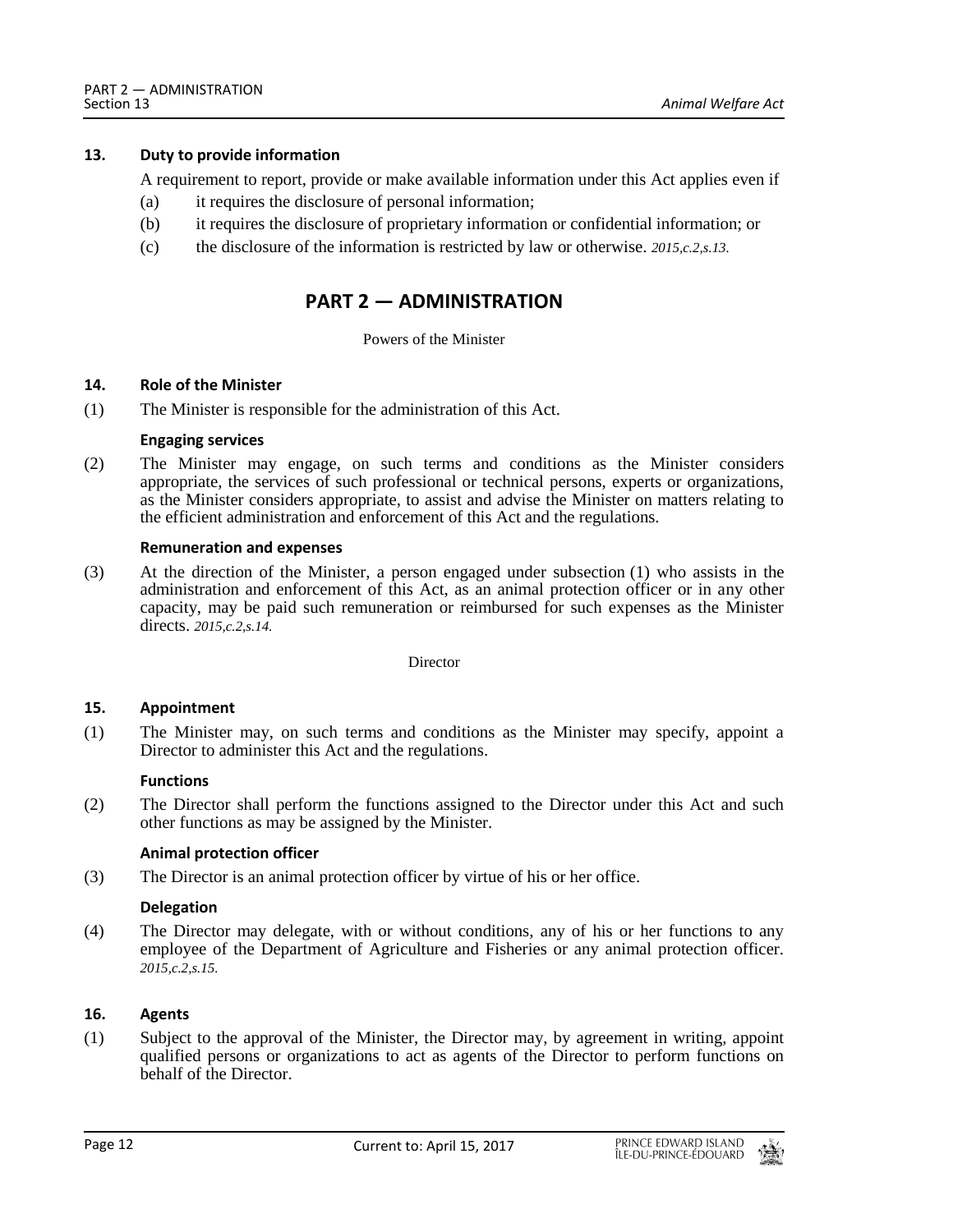**13. Duty to provide information**

A requirement to report, provide or make available information under this Act applies even if

(a) it requires the disclosure of personal information;

(b) it requires the disclosure of proprietary information or confidential information; or

(c) the disclosure of the information is restricted by law or otherwise. *2015,c.2,s.13.*

## PART 2 — ADMINISTRATION

Powers of the Minister

**14. Role of the Minister**

(1) The Minister is responsible for the administration of this Act.

**Engaging services**

(2) The Minister may engage, on such terms and conditions as the Minister considers appropriate, the services of such professional or technical persons, experts or organizations, as the Minister considers appropriate, to assist and advise the Minister on matters relating to the efficient administration and enforcement of this Act and the regulations.

**Remuneration and expenses**

(3) At the direction of the Minister, a person engaged under subsection (1) who assists in the administration and enforcement of this Act, as an animal protection officer or in any other capacity, may be paid such remuneration or reimbursed for such expenses as the Minister directs. *2015,c.2,s.14.*

Director

**15. Appointment**

(1) The Minister may, on such terms and conditions as the Minister may specify, appoint a Director to administer this Act and the regulations.

**Functions**

(2) The Director shall perform the functions assigned to the Director under this Act and such other functions as may be assigned by the Minister.

**Animal protection officer**

(3) The Director is an animal protection officer by virtue of his or her office.

**Delegation**

(4) The Director may delegate, with or without conditions, any of his or her functions to any employee of the Department of Agriculture and Fisheries or any animal protection officer. *2015,c.2,s.15.*

**16. Agents**

(1) Subject to the approval of the Minister, the Director may, by agreement in writing, appoint qualified persons or organizations to act as agents of the Director to perform functions on behalf of the Director.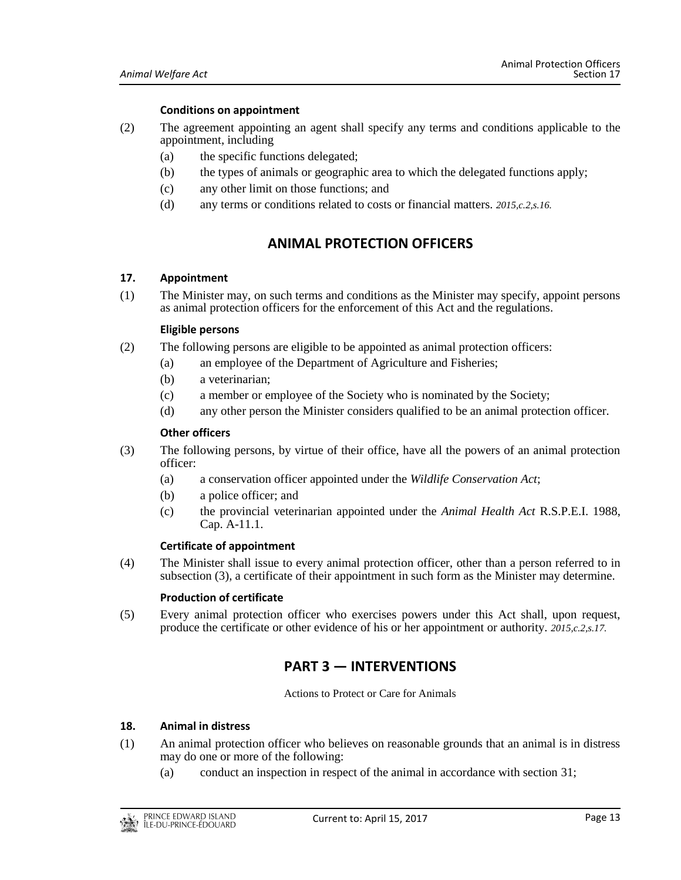**Conditions on appointment**

(2) The agreement appointing an agent shall specify any terms and conditions applicable to the appointment, including

(a) the specific functions delegated;

(b) the types of animals or geographic area to which the delegated functions apply;

(c) any other limit on those functions; and

(d) any terms or conditions related to costs or financial matters. *2015,c.2,s.16.*

## ANIMAL PROTECTION OFFICERS

**17. Appointment**

(1) The Minister may, on such terms and conditions as the Minister may specify, appoint persons as animal protection officers for the enforcement of this Act and the regulations.

**Eligible persons**

(2) The following persons are eligible to be appointed as animal protection officers:

(a) an employee of the Department of Agriculture and Fisheries;

(b) a veterinarian;

(c) a member or employee of the Society who is nominated by the Society;

(d) any other person the Minister considers qualified to be an animal protection officer.

**Other officers**

(3) The following persons, by virtue of their office, have all the powers of an animal protection officer:

(a) a conservation officer appointed under the *Wildlife Conservation Act*;

(b) a police officer; and

(c) the provincial veterinarian appointed under the *Animal Health Act* R.S.P.E.I. 1988, Cap. A-11.1.

**Certificate of appointment**

(4) The Minister shall issue to every animal protection officer, other than a person referred to in subsection (3), a certificate of their appointment in such form as the Minister may determine.

**Production of certificate**

(5) Every animal protection officer who exercises powers under this Act shall, upon request, produce the certificate or other evidence of his or her appointment or authority. *2015,c.2,s.17.*

## PART 3 — INTERVENTIONS

Actions to Protect or Care for Animals

**18. Animal in distress**

(1) An animal protection officer who believes on reasonable grounds that an animal is in distress may do one or more of the following:

(a) conduct an inspection in respect of the animal in accordance with section 31;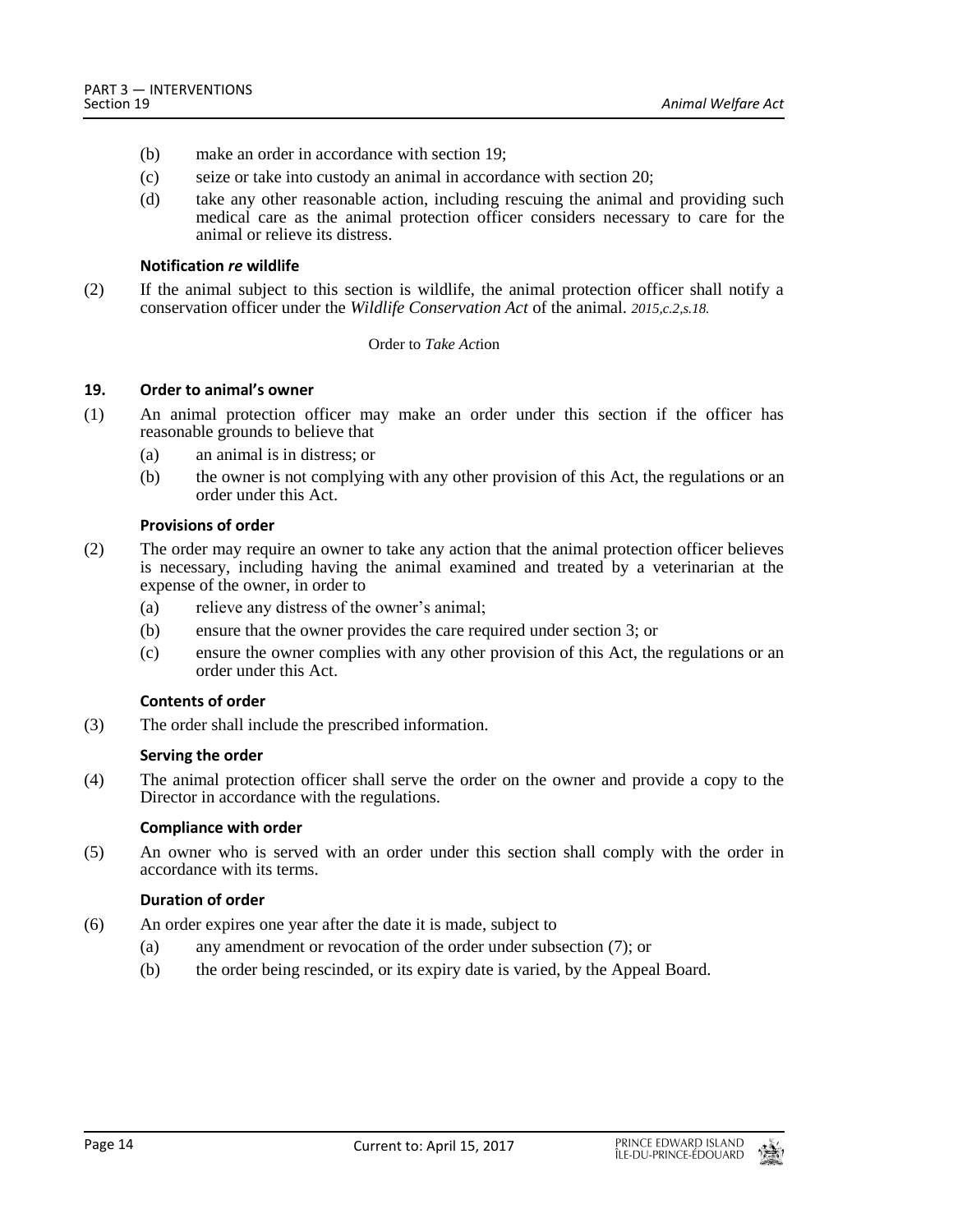(b) make an order in accordance with section 19;

(c) seize or take into custody an animal in accordance with section 20;

(d) take any other reasonable action, including rescuing the animal and providing such medical care as the animal protection officer considers necessary to care for the animal or relieve its distress.

**Notification *re* wildlife**

(2) If the animal subject to this section is wildlife, the animal protection officer shall notify a conservation officer under the *Wildlife Conservation Act* of the animal. *2015,c.2,s.18.*

Order to *Take Act*ion

### 19. Order to animal's owner

(1) An animal protection officer may make an order under this section if the officer has reasonable grounds to believe that

(a) an animal is in distress; or

(b) the owner is not complying with any other provision of this Act, the regulations or an order under this Act.

**Provisions of order**

(2) The order may require an owner to take any action that the animal protection officer believes is necessary, including having the animal examined and treated by a veterinarian at the expense of the owner, in order to

(a) relieve any distress of the owner's animal;

(b) ensure that the owner provides the care required under section 3; or

(c) ensure the owner complies with any other provision of this Act, the regulations or an order under this Act.

**Contents of order**

(3) The order shall include the prescribed information.

**Serving the order**

(4) The animal protection officer shall serve the order on the owner and provide a copy to the Director in accordance with the regulations.

**Compliance with order**

(5) An owner who is served with an order under this section shall comply with the order in accordance with its terms.

**Duration of order**

(6) An order expires one year after the date it is made, subject to

(a) any amendment or revocation of the order under subsection (7); or

(b) the order being rescinded, or its expiry date is varied, by the Appeal Board.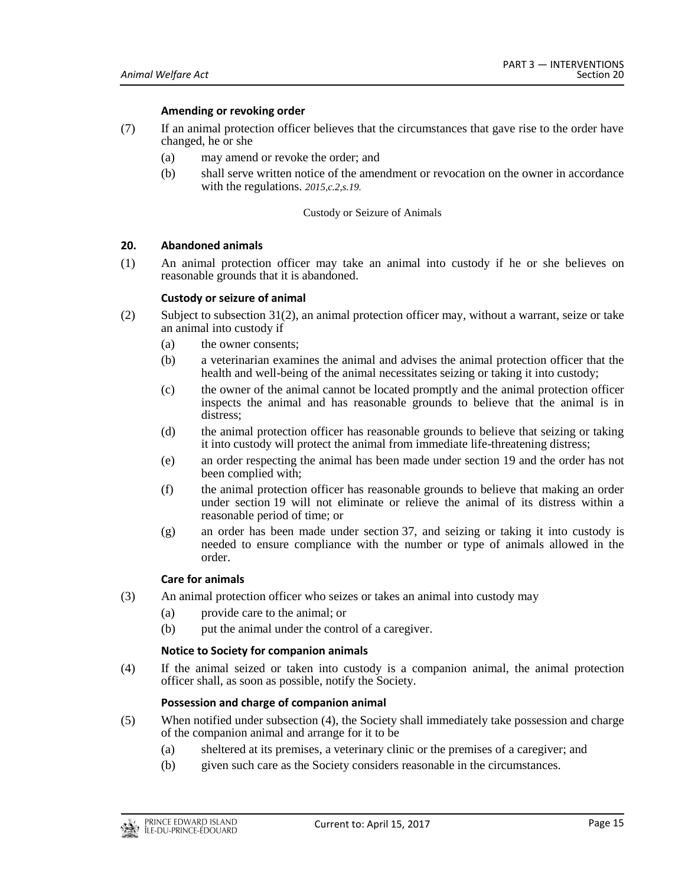**Amending or revoking order**

(7) If an animal protection officer believes that the circumstances that gave rise to the order have changed, he or she

(a) may amend or revoke the order; and

(b) shall serve written notice of the amendment or revocation on the owner in accordance with the regulations. *2015,c.2,s.19.*

Custody or Seizure of Animals

**20. Abandoned animals**

(1) An animal protection officer may take an animal into custody if he or she believes on reasonable grounds that it is abandoned.

**Custody or seizure of animal**

(2) Subject to subsection 31(2), an animal protection officer may, without a warrant, seize or take an animal into custody if

(a) the owner consents;

(b) a veterinarian examines the animal and advises the animal protection officer that the health and well-being of the animal necessitates seizing or taking it into custody;

(c) the owner of the animal cannot be located promptly and the animal protection officer inspects the animal and has reasonable grounds to believe that the animal is in distress;

(d) the animal protection officer has reasonable grounds to believe that seizing or taking it into custody will protect the animal from immediate life-threatening distress;

(e) an order respecting the animal has been made under section 19 and the order has not been complied with;

(f) the animal protection officer has reasonable grounds to believe that making an order under section 19 will not eliminate or relieve the animal of its distress within a reasonable period of time; or

(g) an order has been made under section 37, and seizing or taking it into custody is needed to ensure compliance with the number or type of animals allowed in the order.

**Care for animals**

(3) An animal protection officer who seizes or takes an animal into custody may

(a) provide care to the animal; or

(b) put the animal under the control of a caregiver.

**Notice to Society for companion animals**

(4) If the animal seized or taken into custody is a companion animal, the animal protection officer shall, as soon as possible, notify the Society.

**Possession and charge of companion animal**

(5) When notified under subsection (4), the Society shall immediately take possession and charge of the companion animal and arrange for it to be

(a) sheltered at its premises, a veterinary clinic or the premises of a caregiver; and

(b) given such care as the Society considers reasonable in the circumstances.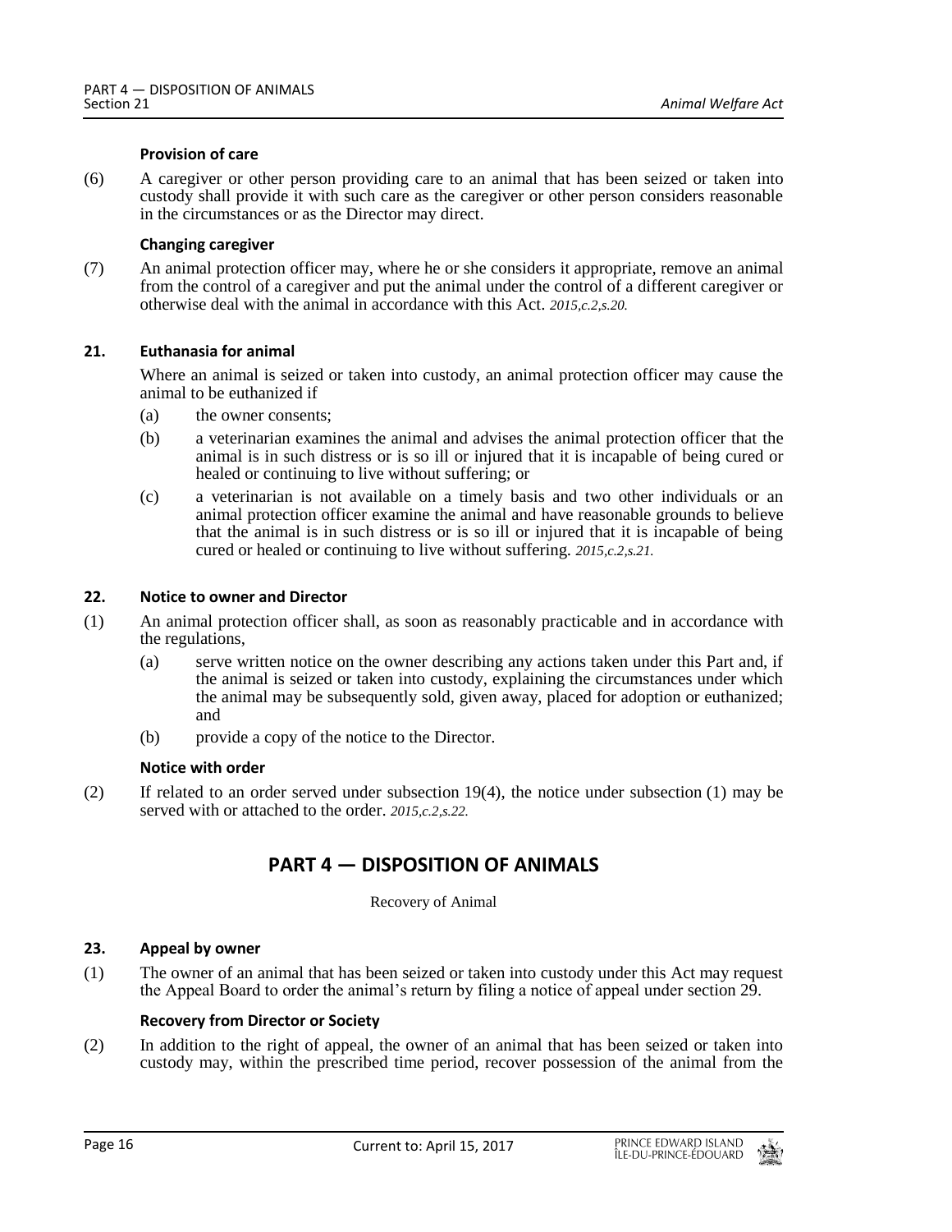**Provision of care**

(6) A caregiver or other person providing care to an animal that has been seized or taken into custody shall provide it with such care as the caregiver or other person considers reasonable in the circumstances or as the Director may direct.

**Changing caregiver**

(7) An animal protection officer may, where he or she considers it appropriate, remove an animal from the control of a caregiver and put the animal under the control of a different caregiver or otherwise deal with the animal in accordance with this Act. *2015,c.2,s.20.*

**21. Euthanasia for animal**

Where an animal is seized or taken into custody, an animal protection officer may cause the animal to be euthanized if

(a) the owner consents;

(b) a veterinarian examines the animal and advises the animal protection officer that the animal is in such distress or is so ill or injured that it is incapable of being cured or healed or continuing to live without suffering; or

(c) a veterinarian is not available on a timely basis and two other individuals or an animal protection officer examine the animal and have reasonable grounds to believe that the animal is in such distress or is so ill or injured that it is incapable of being cured or healed or continuing to live without suffering. *2015,c.2,s.21.*

**22. Notice to owner and Director**

(1) An animal protection officer shall, as soon as reasonably practicable and in accordance with the regulations,

(a) serve written notice on the owner describing any actions taken under this Part and, if the animal is seized or taken into custody, explaining the circumstances under which the animal may be subsequently sold, given away, placed for adoption or euthanized; and

(b) provide a copy of the notice to the Director.

**Notice with order**

(2) If related to an order served under subsection 19(4), the notice under subsection (1) may be served with or attached to the order. *2015,c.2,s.22.*

## PART 4 — DISPOSITION OF ANIMALS

Recovery of Animal

**23. Appeal by owner**

(1) The owner of an animal that has been seized or taken into custody under this Act may request the Appeal Board to order the animal's return by filing a notice of appeal under section 29.

**Recovery from Director or Society**

(2) In addition to the right of appeal, the owner of an animal that has been seized or taken into custody may, within the prescribed time period, recover possession of the animal from the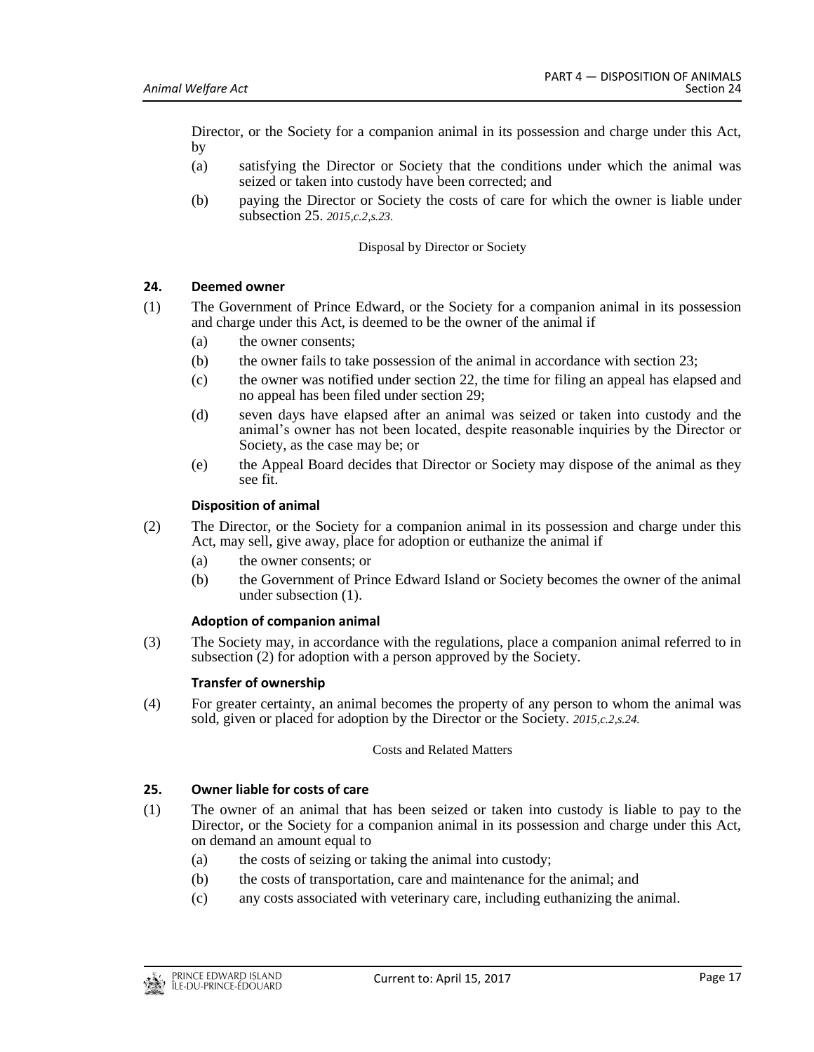Director, or the Society for a companion animal in its possession and charge under this Act, by

(a) satisfying the Director or Society that the conditions under which the animal was seized or taken into custody have been corrected; and

(b) paying the Director or Society the costs of care for which the owner is liable under subsection 25. *2015,c.2,s.23.*

Disposal by Director or Society

### 24. Deemed owner

(1) The Government of Prince Edward, or the Society for a companion animal in its possession and charge under this Act, is deemed to be the owner of the animal if

(a) the owner consents;

(b) the owner fails to take possession of the animal in accordance with section 23;

(c) the owner was notified under section 22, the time for filing an appeal has elapsed and no appeal has been filed under section 29;

(d) seven days have elapsed after an animal was seized or taken into custody and the animal's owner has not been located, despite reasonable inquiries by the Director or Society, as the case may be; or

(e) the Appeal Board decides that Director or Society may dispose of the animal as they see fit.

**Disposition of animal**

(2) The Director, or the Society for a companion animal in its possession and charge under this Act, may sell, give away, place for adoption or euthanize the animal if

(a) the owner consents; or

(b) the Government of Prince Edward Island or Society becomes the owner of the animal under subsection (1).

**Adoption of companion animal**

(3) The Society may, in accordance with the regulations, place a companion animal referred to in subsection (2) for adoption with a person approved by the Society.

**Transfer of ownership**

(4) For greater certainty, an animal becomes the property of any person to whom the animal was sold, given or placed for adoption by the Director or the Society. *2015,c.2,s.24.*

Costs and Related Matters

### 25. Owner liable for costs of care

(1) The owner of an animal that has been seized or taken into custody is liable to pay to the Director, or the Society for a companion animal in its possession and charge under this Act, on demand an amount equal to

(a) the costs of seizing or taking the animal into custody;

(b) the costs of transportation, care and maintenance for the animal; and

(c) any costs associated with veterinary care, including euthanizing the animal.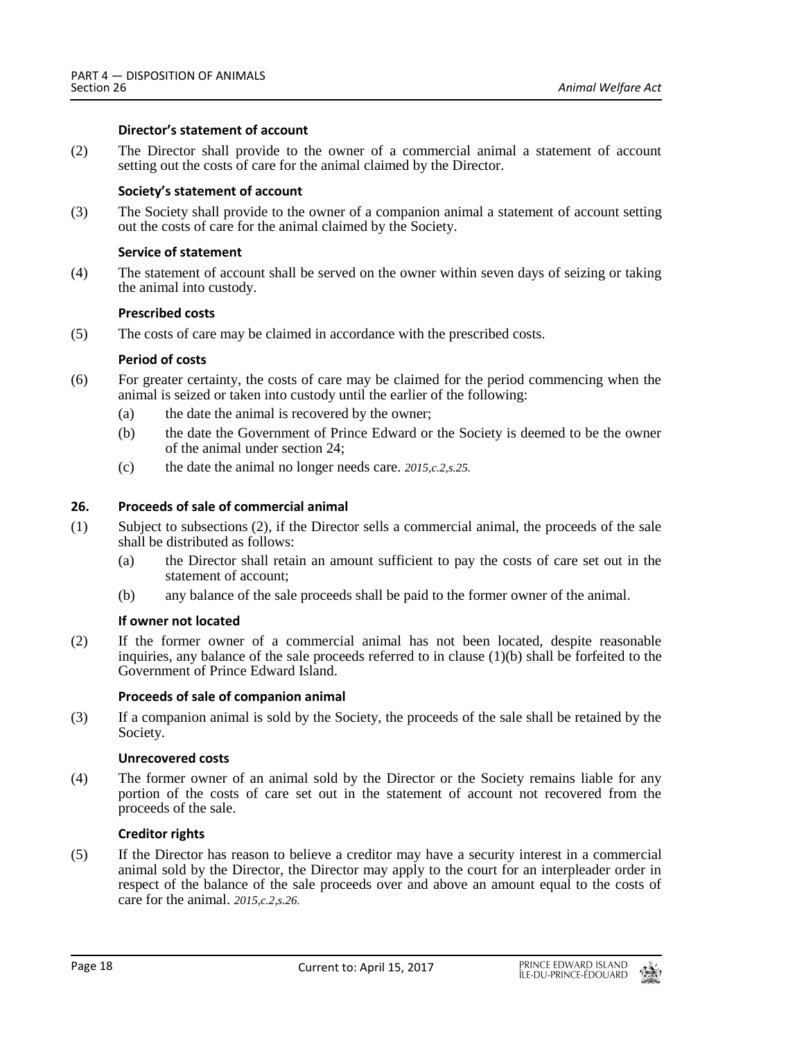**Director's statement of account**

(2) The Director shall provide to the owner of a commercial animal a statement of account setting out the costs of care for the animal claimed by the Director.

**Society's statement of account**

(3) The Society shall provide to the owner of a companion animal a statement of account setting out the costs of care for the animal claimed by the Society.

**Service of statement**

(4) The statement of account shall be served on the owner within seven days of seizing or taking the animal into custody.

**Prescribed costs**

(5) The costs of care may be claimed in accordance with the prescribed costs.

**Period of costs**

(6) For greater certainty, the costs of care may be claimed for the period commencing when the animal is seized or taken into custody until the earlier of the following:

- (a) the date the animal is recovered by the owner;
- (b) the date the Government of Prince Edward or the Society is deemed to be the owner of the animal under section 24;
- (c) the date the animal no longer needs care. *2015,c.2,s.25.*

**26. Proceeds of sale of commercial animal**

(1) Subject to subsections (2), if the Director sells a commercial animal, the proceeds of the sale shall be distributed as follows:

- (a) the Director shall retain an amount sufficient to pay the costs of care set out in the statement of account;
- (b) any balance of the sale proceeds shall be paid to the former owner of the animal.

**If owner not located**

(2) If the former owner of a commercial animal has not been located, despite reasonable inquiries, any balance of the sale proceeds referred to in clause (1)(b) shall be forfeited to the Government of Prince Edward Island.

**Proceeds of sale of companion animal**

(3) If a companion animal is sold by the Society, the proceeds of the sale shall be retained by the Society.

**Unrecovered costs**

(4) The former owner of an animal sold by the Director or the Society remains liable for any portion of the costs of care set out in the statement of account not recovered from the proceeds of the sale.

**Creditor rights**

(5) If the Director has reason to believe a creditor may have a security interest in a commercial animal sold by the Director, the Director may apply to the court for an interpleader order in respect of the balance of the sale proceeds over and above an amount equal to the costs of care for the animal. *2015,c.2,s.26.*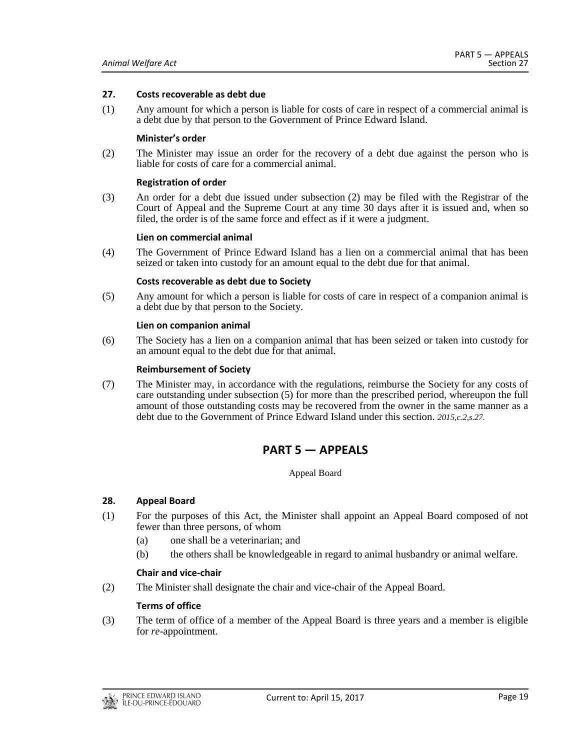### 27. Costs recoverable as debt due

(1) Any amount for which a person is liable for costs of care in respect of a commercial animal is a debt due by that person to the Government of Prince Edward Island.

**Minister's order**

(2) The Minister may issue an order for the recovery of a debt due against the person who is liable for costs of care for a commercial animal.

**Registration of order**

(3) An order for a debt due issued under subsection (2) may be filed with the Registrar of the Court of Appeal and the Supreme Court at any time 30 days after it is issued and, when so filed, the order is of the same force and effect as if it were a judgment.

**Lien on commercial animal**

(4) The Government of Prince Edward Island has a lien on a commercial animal that has been seized or taken into custody for an amount equal to the debt due for that animal.

**Costs recoverable as debt due to Society**

(5) Any amount for which a person is liable for costs of care in respect of a companion animal is a debt due by that person to the Society.

**Lien on companion animal**

(6) The Society has a lien on a companion animal that has been seized or taken into custody for an amount equal to the debt due for that animal.

**Reimbursement of Society**

(7) The Minister may, in accordance with the regulations, reimburse the Society for any costs of care outstanding under subsection (5) for more than the prescribed period, whereupon the full amount of those outstanding costs may be recovered from the owner in the same manner as a debt due to the Government of Prince Edward Island under this section. *2015,c.2,s.27.*

## PART 5 — APPEALS

Appeal Board

### 28. Appeal Board

(1) For the purposes of this Act, the Minister shall appoint an Appeal Board composed of not fewer than three persons, of whom

- (a) one shall be a veterinarian; and
- (b) the others shall be knowledgeable in regard to animal husbandry or animal welfare.

**Chair and vice-chair**

(2) The Minister shall designate the chair and vice-chair of the Appeal Board.

**Terms of office**

(3) The term of office of a member of the Appeal Board is three years and a member is eligible for *re*-appointment.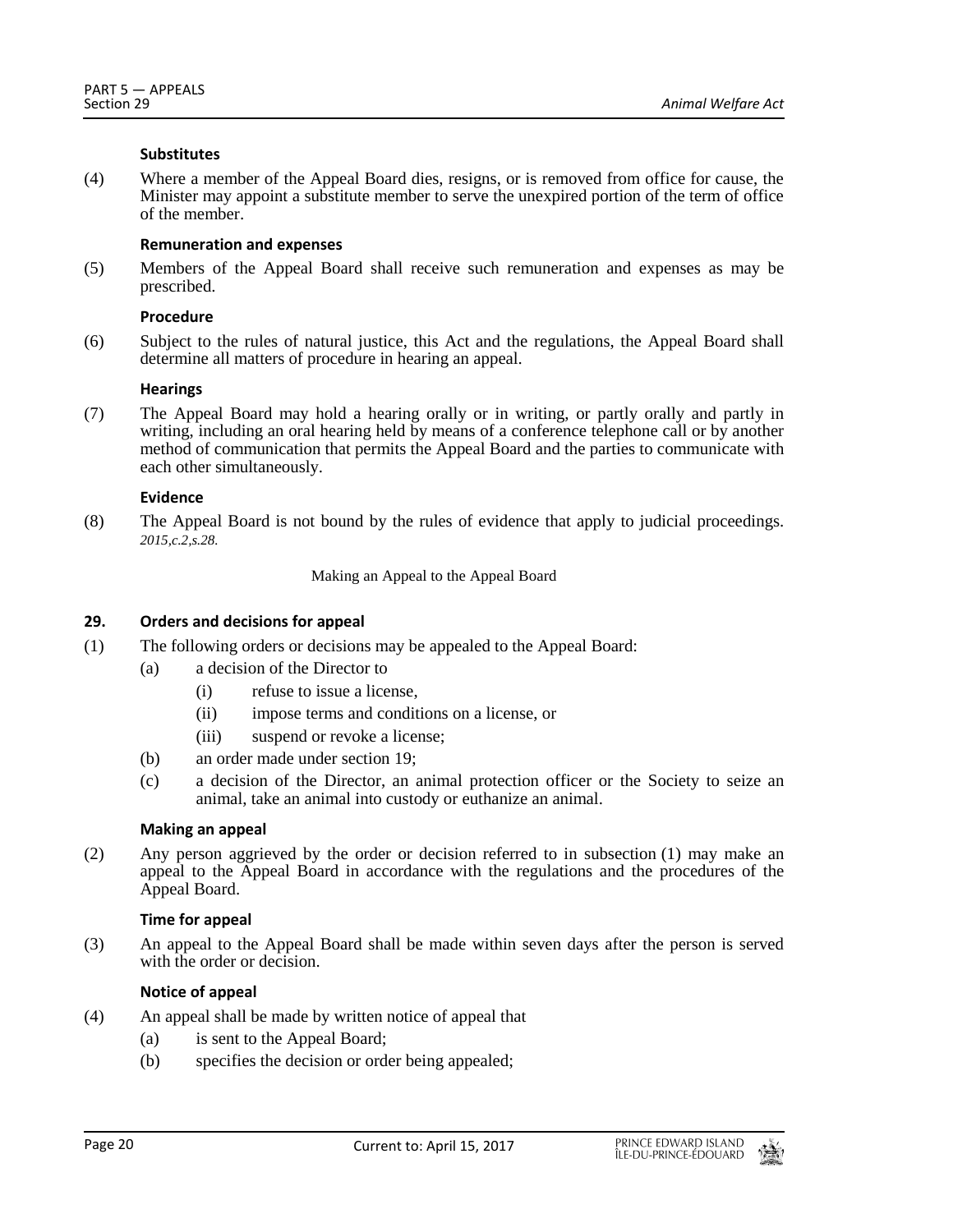**Substitutes**

(4) Where a member of the Appeal Board dies, resigns, or is removed from office for cause, the Minister may appoint a substitute member to serve the unexpired portion of the term of office of the member.

**Remuneration and expenses**

(5) Members of the Appeal Board shall receive such remuneration and expenses as may be prescribed.

**Procedure**

(6) Subject to the rules of natural justice, this Act and the regulations, the Appeal Board shall determine all matters of procedure in hearing an appeal.

**Hearings**

(7) The Appeal Board may hold a hearing orally or in writing, or partly orally and partly in writing, including an oral hearing held by means of a conference telephone call or by another method of communication that permits the Appeal Board and the parties to communicate with each other simultaneously.

**Evidence**

(8) The Appeal Board is not bound by the rules of evidence that apply to judicial proceedings. *2015,c.2,s.28.*

Making an Appeal to the Appeal Board

**29. Orders and decisions for appeal**

(1) The following orders or decisions may be appealed to the Appeal Board:

- (a) a decision of the Director to
  - (i) refuse to issue a license,
  - (ii) impose terms and conditions on a license, or
  - (iii) suspend or revoke a license;
- (b) an order made under section 19;
- (c) a decision of the Director, an animal protection officer or the Society to seize an animal, take an animal into custody or euthanize an animal.

**Making an appeal**

(2) Any person aggrieved by the order or decision referred to in subsection (1) may make an appeal to the Appeal Board in accordance with the regulations and the procedures of the Appeal Board.

**Time for appeal**

(3) An appeal to the Appeal Board shall be made within seven days after the person is served with the order or decision.

**Notice of appeal**

(4) An appeal shall be made by written notice of appeal that

- (a) is sent to the Appeal Board;
- (b) specifies the decision or order being appealed;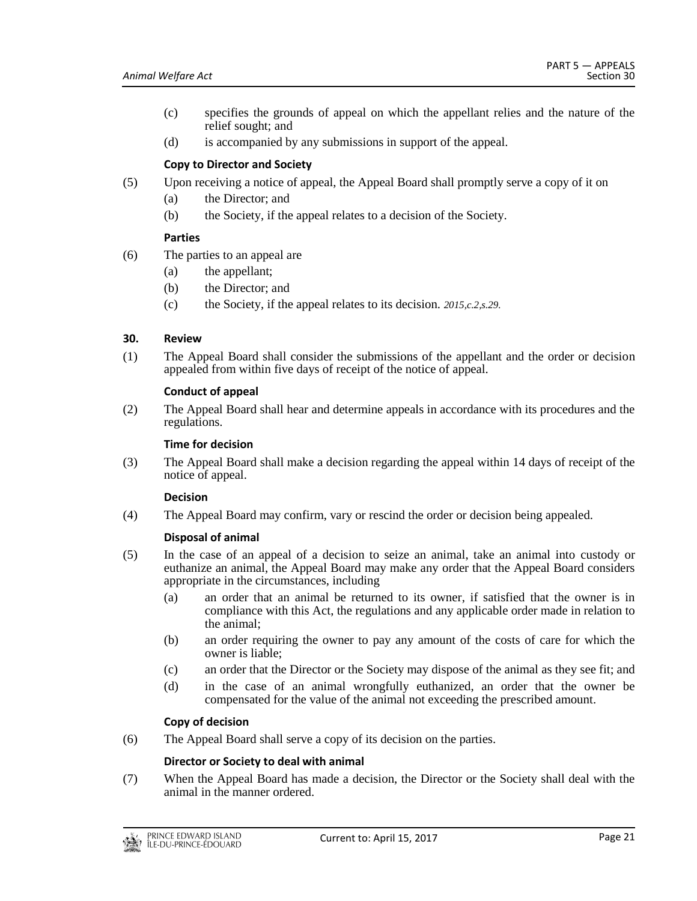(c) specifies the grounds of appeal on which the appellant relies and the nature of the relief sought; and

(d) is accompanied by any submissions in support of the appeal.

**Copy to Director and Society**

(5) Upon receiving a notice of appeal, the Appeal Board shall promptly serve a copy of it on

(a) the Director; and

(b) the Society, if the appeal relates to a decision of the Society.

**Parties**

(6) The parties to an appeal are

(a) the appellant;

(b) the Director; and

(c) the Society, if the appeal relates to its decision. *2015,c.2,s.29.*

### 30. Review

(1) The Appeal Board shall consider the submissions of the appellant and the order or decision appealed from within five days of receipt of the notice of appeal.

**Conduct of appeal**

(2) The Appeal Board shall hear and determine appeals in accordance with its procedures and the regulations.

**Time for decision**

(3) The Appeal Board shall make a decision regarding the appeal within 14 days of receipt of the notice of appeal.

**Decision**

(4) The Appeal Board may confirm, vary or rescind the order or decision being appealed.

**Disposal of animal**

(5) In the case of an appeal of a decision to seize an animal, take an animal into custody or euthanize an animal, the Appeal Board may make any order that the Appeal Board considers appropriate in the circumstances, including

(a) an order that an animal be returned to its owner, if satisfied that the owner is in compliance with this Act, the regulations and any applicable order made in relation to the animal;

(b) an order requiring the owner to pay any amount of the costs of care for which the owner is liable;

(c) an order that the Director or the Society may dispose of the animal as they see fit; and

(d) in the case of an animal wrongfully euthanized, an order that the owner be compensated for the value of the animal not exceeding the prescribed amount.

**Copy of decision**

(6) The Appeal Board shall serve a copy of its decision on the parties.

**Director or Society to deal with animal**

(7) When the Appeal Board has made a decision, the Director or the Society shall deal with the animal in the manner ordered.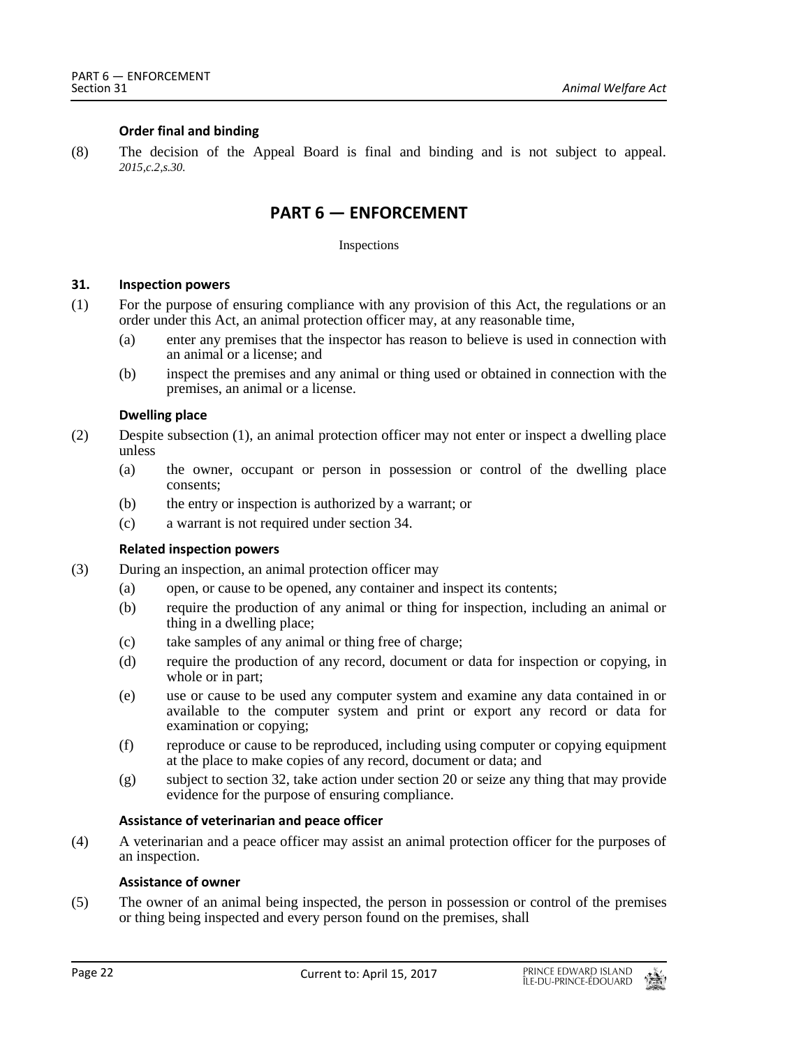**Order final and binding**

(8) The decision of the Appeal Board is final and binding and is not subject to appeal. *2015,c.2,s.30.*

## PART 6 — ENFORCEMENT

Inspections

**31. Inspection powers**

(1) For the purpose of ensuring compliance with any provision of this Act, the regulations or an order under this Act, an animal protection officer may, at any reasonable time,

(a) enter any premises that the inspector has reason to believe is used in connection with an animal or a license; and

(b) inspect the premises and any animal or thing used or obtained in connection with the premises, an animal or a license.

**Dwelling place**

(2) Despite subsection (1), an animal protection officer may not enter or inspect a dwelling place unless

(a) the owner, occupant or person in possession or control of the dwelling place consents;

(b) the entry or inspection is authorized by a warrant; or

(c) a warrant is not required under section 34.

**Related inspection powers**

(3) During an inspection, an animal protection officer may

(a) open, or cause to be opened, any container and inspect its contents;

(b) require the production of any animal or thing for inspection, including an animal or thing in a dwelling place;

(c) take samples of any animal or thing free of charge;

(d) require the production of any record, document or data for inspection or copying, in whole or in part;

(e) use or cause to be used any computer system and examine any data contained in or available to the computer system and print or export any record or data for examination or copying;

(f) reproduce or cause to be reproduced, including using computer or copying equipment at the place to make copies of any record, document or data; and

(g) subject to section 32, take action under section 20 or seize any thing that may provide evidence for the purpose of ensuring compliance.

**Assistance of veterinarian and peace officer**

(4) A veterinarian and a peace officer may assist an animal protection officer for the purposes of an inspection.

**Assistance of owner**

(5) The owner of an animal being inspected, the person in possession or control of the premises or thing being inspected and every person found on the premises, shall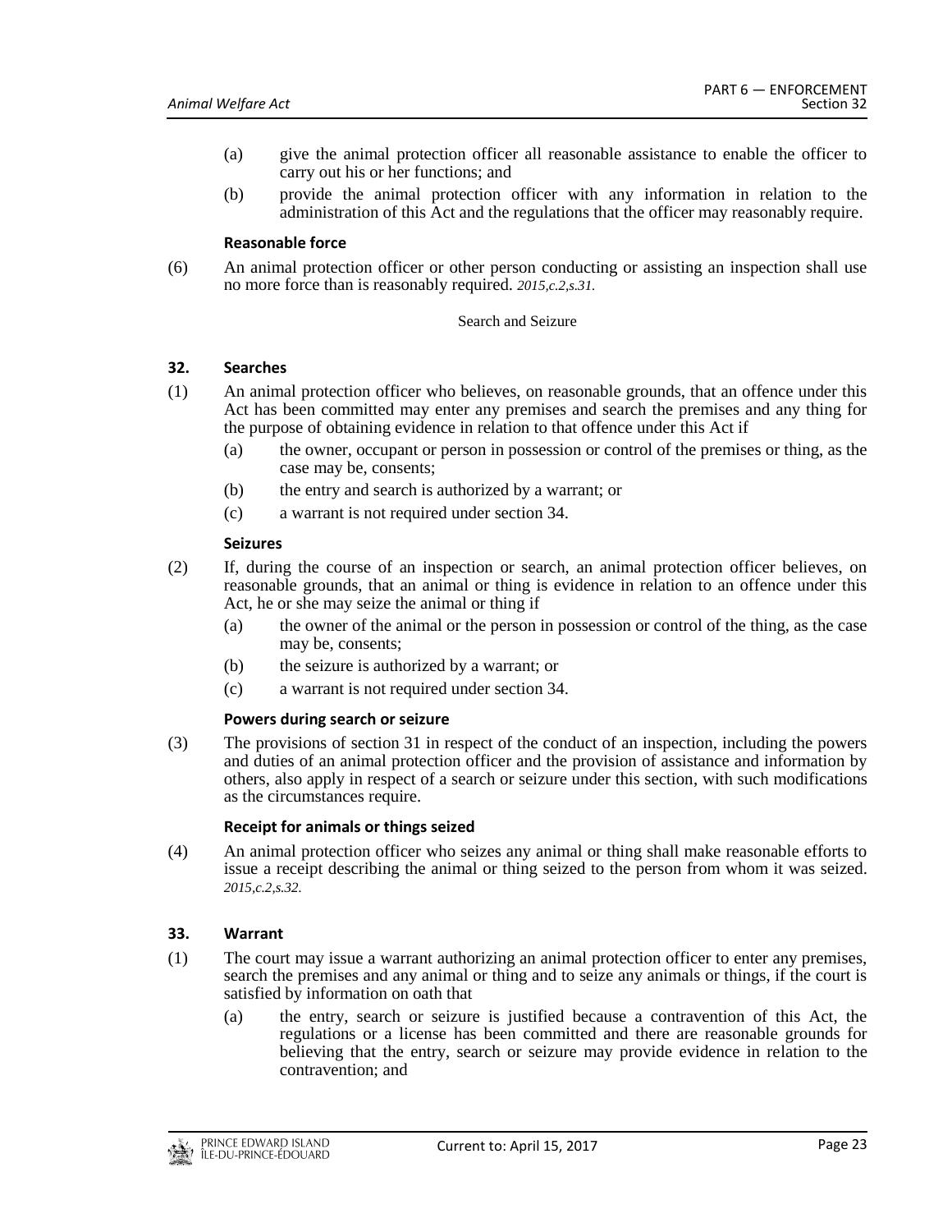(a) give the animal protection officer all reasonable assistance to enable the officer to carry out his or her functions; and

(b) provide the animal protection officer with any information in relation to the administration of this Act and the regulations that the officer may reasonably require.

**Reasonable force**

(6) An animal protection officer or other person conducting or assisting an inspection shall use no more force than is reasonably required. *2015,c.2,s.31.*

Search and Seizure

**32. Searches**

(1) An animal protection officer who believes, on reasonable grounds, that an offence under this Act has been committed may enter any premises and search the premises and any thing for the purpose of obtaining evidence in relation to that offence under this Act if

(a) the owner, occupant or person in possession or control of the premises or thing, as the case may be, consents;

(b) the entry and search is authorized by a warrant; or

(c) a warrant is not required under section 34.

**Seizures**

(2) If, during the course of an inspection or search, an animal protection officer believes, on reasonable grounds, that an animal or thing is evidence in relation to an offence under this Act, he or she may seize the animal or thing if

(a) the owner of the animal or the person in possession or control of the thing, as the case may be, consents;

(b) the seizure is authorized by a warrant; or

(c) a warrant is not required under section 34.

**Powers during search or seizure**

(3) The provisions of section 31 in respect of the conduct of an inspection, including the powers and duties of an animal protection officer and the provision of assistance and information by others, also apply in respect of a search or seizure under this section, with such modifications as the circumstances require.

**Receipt for animals or things seized**

(4) An animal protection officer who seizes any animal or thing shall make reasonable efforts to issue a receipt describing the animal or thing seized to the person from whom it was seized. *2015,c.2,s.32.*

**33. Warrant**

(1) The court may issue a warrant authorizing an animal protection officer to enter any premises, search the premises and any animal or thing and to seize any animals or things, if the court is satisfied by information on oath that

(a) the entry, search or seizure is justified because a contravention of this Act, the regulations or a license has been committed and there are reasonable grounds for believing that the entry, search or seizure may provide evidence in relation to the contravention; and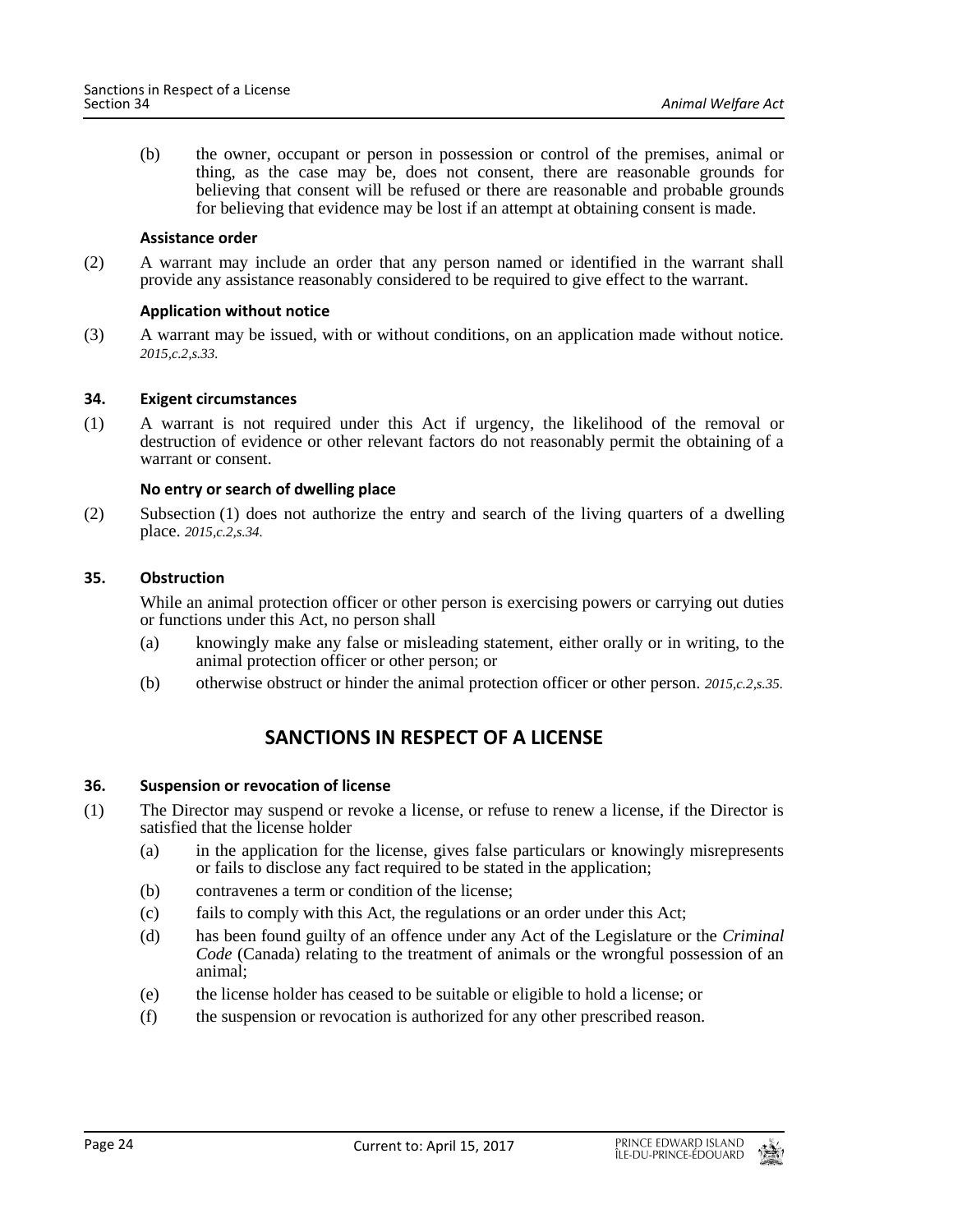(b) the owner, occupant or person in possession or control of the premises, animal or thing, as the case may be, does not consent, there are reasonable grounds for believing that consent will be refused or there are reasonable and probable grounds for believing that evidence may be lost if an attempt at obtaining consent is made.

**Assistance order**

(2) A warrant may include an order that any person named or identified in the warrant shall provide any assistance reasonably considered to be required to give effect to the warrant.

**Application without notice**

(3) A warrant may be issued, with or without conditions, on an application made without notice. *2015,c.2,s.33.*

#### 34. Exigent circumstances

(1) A warrant is not required under this Act if urgency, the likelihood of the removal or destruction of evidence or other relevant factors do not reasonably permit the obtaining of a warrant or consent.

**No entry or search of dwelling place**

(2) Subsection (1) does not authorize the entry and search of the living quarters of a dwelling place. *2015,c.2,s.34.*

#### 35. Obstruction

While an animal protection officer or other person is exercising powers or carrying out duties or functions under this Act, no person shall

(a) knowingly make any false or misleading statement, either orally or in writing, to the animal protection officer or other person; or

(b) otherwise obstruct or hinder the animal protection officer or other person. *2015,c.2,s.35.*

## SANCTIONS IN RESPECT OF A LICENSE

#### 36. Suspension or revocation of license

(1) The Director may suspend or revoke a license, or refuse to renew a license, if the Director is satisfied that the license holder

(a) in the application for the license, gives false particulars or knowingly misrepresents or fails to disclose any fact required to be stated in the application;

(b) contravenes a term or condition of the license;

(c) fails to comply with this Act, the regulations or an order under this Act;

(d) has been found guilty of an offence under any Act of the Legislature or the *Criminal Code* (Canada) relating to the treatment of animals or the wrongful possession of an animal;

(e) the license holder has ceased to be suitable or eligible to hold a license; or

(f) the suspension or revocation is authorized for any other prescribed reason.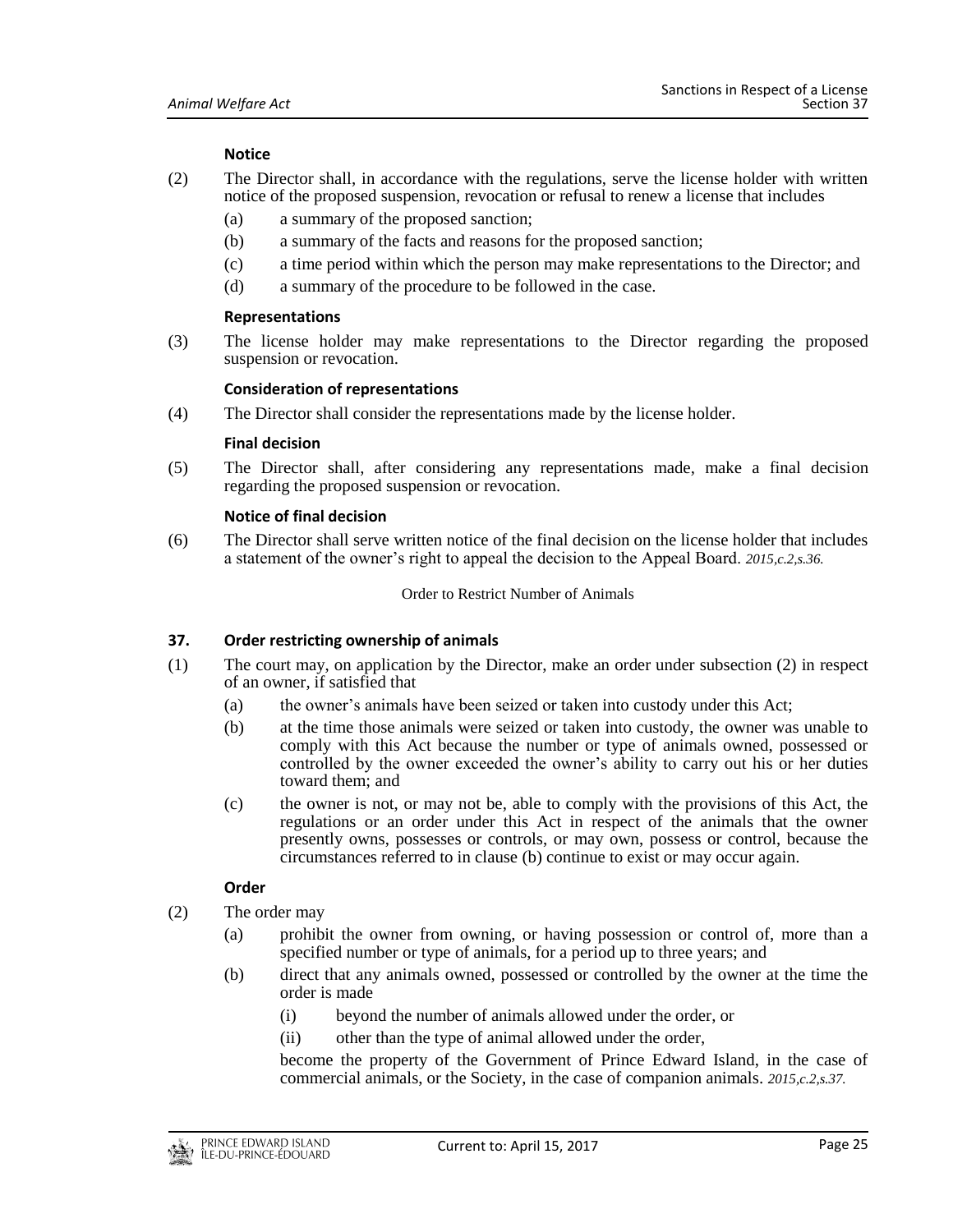**Notice**

(2) The Director shall, in accordance with the regulations, serve the license holder with written notice of the proposed suspension, revocation or refusal to renew a license that includes

(a) a summary of the proposed sanction;

(b) a summary of the facts and reasons for the proposed sanction;

(c) a time period within which the person may make representations to the Director; and

(d) a summary of the procedure to be followed in the case.

**Representations**

(3) The license holder may make representations to the Director regarding the proposed suspension or revocation.

**Consideration of representations**

(4) The Director shall consider the representations made by the license holder.

**Final decision**

(5) The Director shall, after considering any representations made, make a final decision regarding the proposed suspension or revocation.

**Notice of final decision**

(6) The Director shall serve written notice of the final decision on the license holder that includes a statement of the owner's right to appeal the decision to the Appeal Board. *2015,c.2,s.36.*

Order to Restrict Number of Animals

**37. Order restricting ownership of animals**

(1) The court may, on application by the Director, make an order under subsection (2) in respect of an owner, if satisfied that

(a) the owner's animals have been seized or taken into custody under this Act;

(b) at the time those animals were seized or taken into custody, the owner was unable to comply with this Act because the number or type of animals owned, possessed or controlled by the owner exceeded the owner's ability to carry out his or her duties toward them; and

(c) the owner is not, or may not be, able to comply with the provisions of this Act, the regulations or an order under this Act in respect of the animals that the owner presently owns, possesses or controls, or may own, possess or control, because the circumstances referred to in clause (b) continue to exist or may occur again.

**Order**

(2) The order may

(a) prohibit the owner from owning, or having possession or control of, more than a specified number or type of animals, for a period up to three years; and

(b) direct that any animals owned, possessed or controlled by the owner at the time the order is made

(i) beyond the number of animals allowed under the order, or

(ii) other than the type of animal allowed under the order,

become the property of the Government of Prince Edward Island, in the case of commercial animals, or the Society, in the case of companion animals. *2015,c.2,s.37.*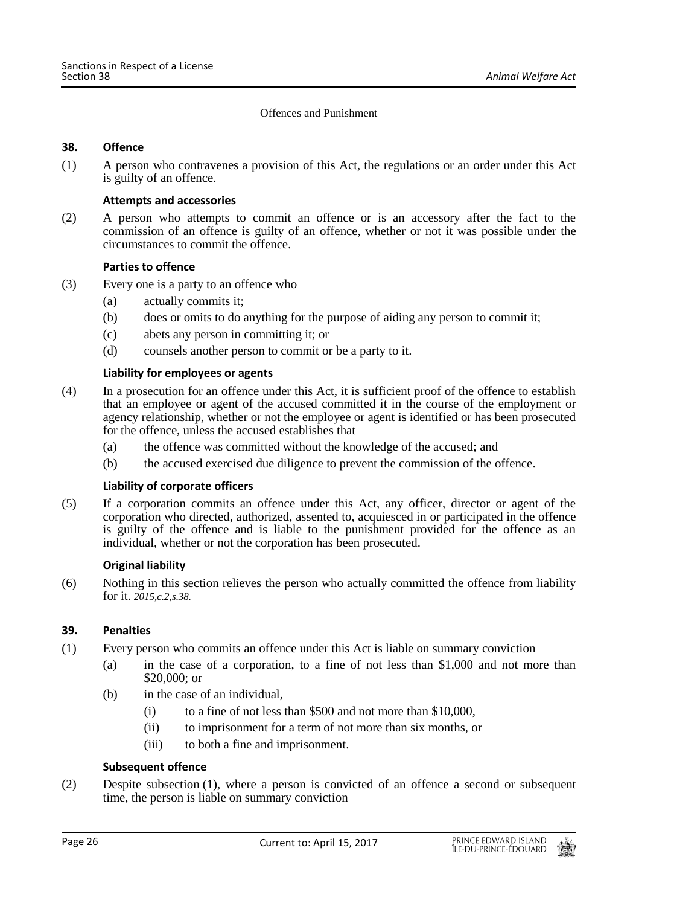Offences and Punishment

**38. Offence**

(1) A person who contravenes a provision of this Act, the regulations or an order under this Act is guilty of an offence.

**Attempts and accessories**

(2) A person who attempts to commit an offence or is an accessory after the fact to the commission of an offence is guilty of an offence, whether or not it was possible under the circumstances to commit the offence.

**Parties to offence**

(3) Every one is a party to an offence who

- (a) actually commits it;
- (b) does or omits to do anything for the purpose of aiding any person to commit it;
- (c) abets any person in committing it; or
- (d) counsels another person to commit or be a party to it.

**Liability for employees or agents**

(4) In a prosecution for an offence under this Act, it is sufficient proof of the offence to establish that an employee or agent of the accused committed it in the course of the employment or agency relationship, whether or not the employee or agent is identified or has been prosecuted for the offence, unless the accused establishes that

- (a) the offence was committed without the knowledge of the accused; and
- (b) the accused exercised due diligence to prevent the commission of the offence.

**Liability of corporate officers**

(5) If a corporation commits an offence under this Act, any officer, director or agent of the corporation who directed, authorized, assented to, acquiesced in or participated in the offence is guilty of the offence and is liable to the punishment provided for the offence as an individual, whether or not the corporation has been prosecuted.

**Original liability**

(6) Nothing in this section relieves the person who actually committed the offence from liability for it. *2015,c.2,s.38.*

**39. Penalties**

(1) Every person who commits an offence under this Act is liable on summary conviction

- (a) in the case of a corporation, to a fine of not less than $1,000 and not more than $20,000; or
- (b) in the case of an individual,
  - (i) to a fine of not less than $500 and not more than $10,000,
  - (ii) to imprisonment for a term of not more than six months, or
  - (iii) to both a fine and imprisonment.

**Subsequent offence**

(2) Despite subsection (1), where a person is convicted of an offence a second or subsequent time, the person is liable on summary conviction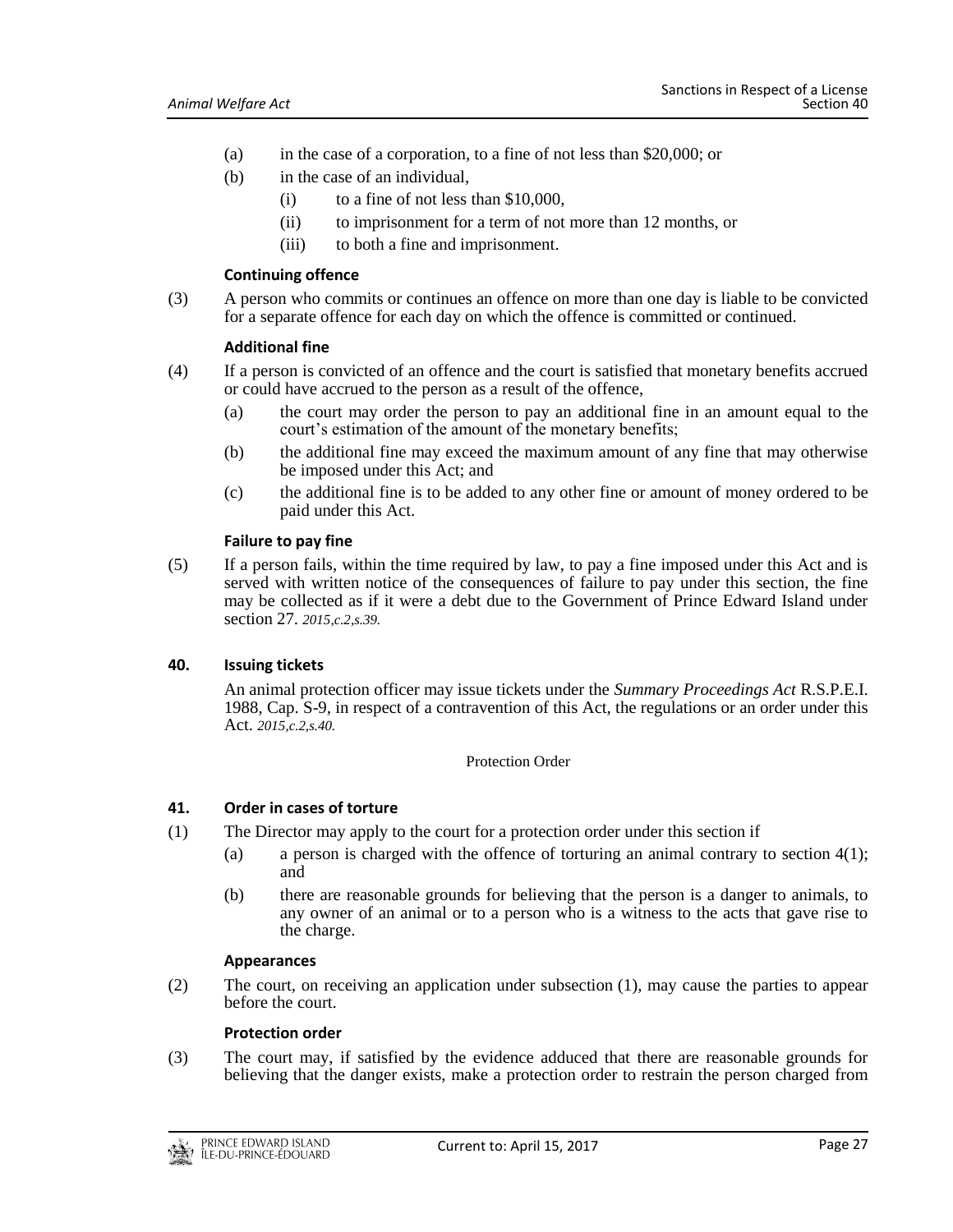(a) in the case of a corporation, to a fine of not less than $20,000; or

(b) in the case of an individual,

  (i) to a fine of not less than $10,000,

  (ii) to imprisonment for a term of not more than 12 months, or

  (iii) to both a fine and imprisonment.

**Continuing offence**

(3) A person who commits or continues an offence on more than one day is liable to be convicted for a separate offence for each day on which the offence is committed or continued.

**Additional fine**

(4) If a person is convicted of an offence and the court is satisfied that monetary benefits accrued or could have accrued to the person as a result of the offence,

(a) the court may order the person to pay an additional fine in an amount equal to the court's estimation of the amount of the monetary benefits;

(b) the additional fine may exceed the maximum amount of any fine that may otherwise be imposed under this Act; and

(c) the additional fine is to be added to any other fine or amount of money ordered to be paid under this Act.

**Failure to pay fine**

(5) If a person fails, within the time required by law, to pay a fine imposed under this Act and is served with written notice of the consequences of failure to pay under this section, the fine may be collected as if it were a debt due to the Government of Prince Edward Island under section 27. *2015,c.2,s.39.*

### 40. Issuing tickets

An animal protection officer may issue tickets under the *Summary Proceedings Act* R.S.P.E.I. 1988, Cap. S-9, in respect of a contravention of this Act, the regulations or an order under this Act. *2015,c.2,s.40.*

Protection Order

### 41. Order in cases of torture

(1) The Director may apply to the court for a protection order under this section if

(a) a person is charged with the offence of torturing an animal contrary to section 4(1); and

(b) there are reasonable grounds for believing that the person is a danger to animals, to any owner of an animal or to a person who is a witness to the acts that gave rise to the charge.

**Appearances**

(2) The court, on receiving an application under subsection (1), may cause the parties to appear before the court.

**Protection order**

(3) The court may, if satisfied by the evidence adduced that there are reasonable grounds for believing that the danger exists, make a protection order to restrain the person charged from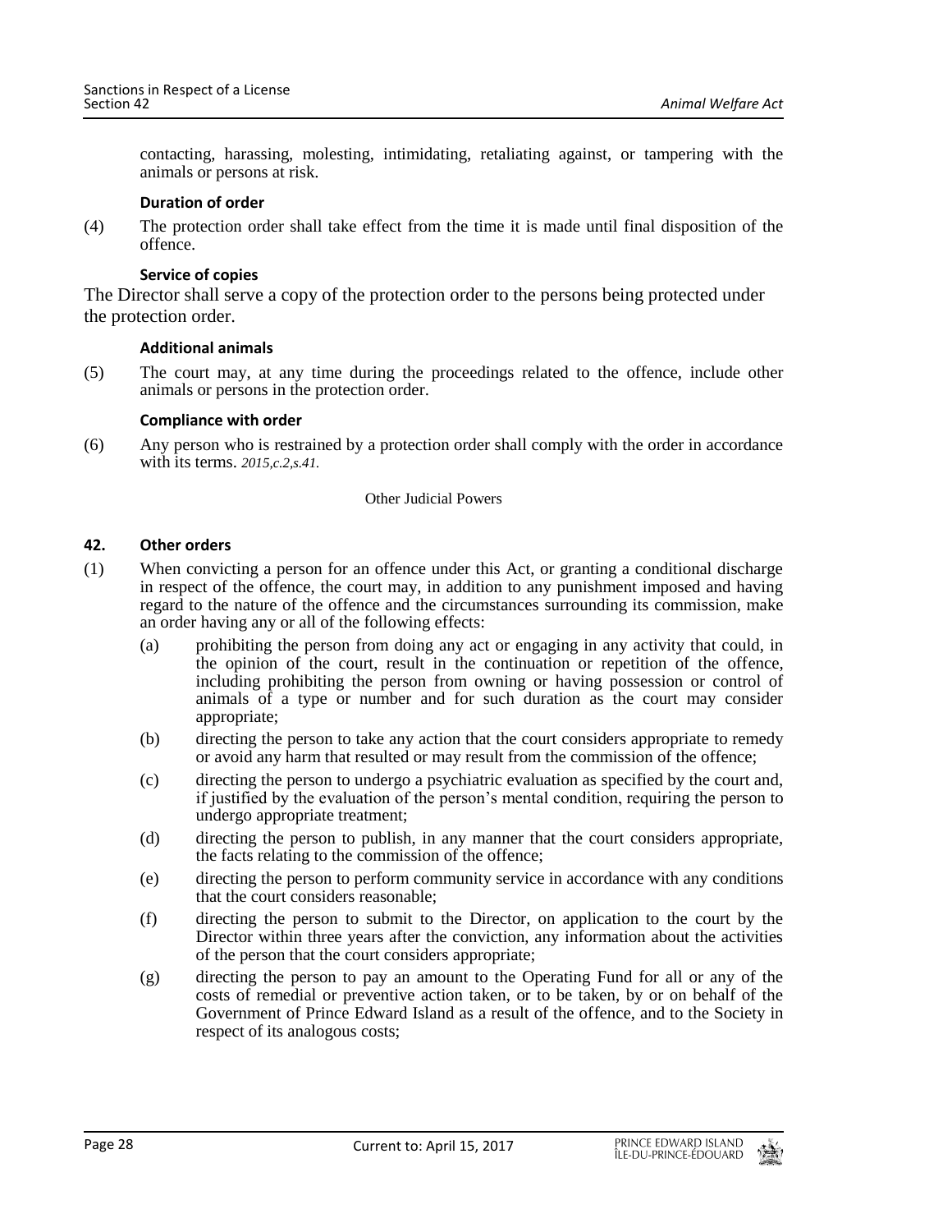contacting, harassing, molesting, intimidating, retaliating against, or tampering with the animals or persons at risk.

**Duration of order**

(4) The protection order shall take effect from the time it is made until final disposition of the offence.

**Service of copies**

The Director shall serve a copy of the protection order to the persons being protected under the protection order.

**Additional animals**

(5) The court may, at any time during the proceedings related to the offence, include other animals or persons in the protection order.

**Compliance with order**

(6) Any person who is restrained by a protection order shall comply with the order in accordance with its terms. *2015,c.2,s.41.*

Other Judicial Powers

**42. Other orders**

(1) When convicting a person for an offence under this Act, or granting a conditional discharge in respect of the offence, the court may, in addition to any punishment imposed and having regard to the nature of the offence and the circumstances surrounding its commission, make an order having any or all of the following effects:

(a) prohibiting the person from doing any act or engaging in any activity that could, in the opinion of the court, result in the continuation or repetition of the offence, including prohibiting the person from owning or having possession or control of animals of a type or number and for such duration as the court may consider appropriate;

(b) directing the person to take any action that the court considers appropriate to remedy or avoid any harm that resulted or may result from the commission of the offence;

(c) directing the person to undergo a psychiatric evaluation as specified by the court and, if justified by the evaluation of the person's mental condition, requiring the person to undergo appropriate treatment;

(d) directing the person to publish, in any manner that the court considers appropriate, the facts relating to the commission of the offence;

(e) directing the person to perform community service in accordance with any conditions that the court considers reasonable;

(f) directing the person to submit to the Director, on application to the court by the Director within three years after the conviction, any information about the activities of the person that the court considers appropriate;

(g) directing the person to pay an amount to the Operating Fund for all or any of the costs of remedial or preventive action taken, or to be taken, by or on behalf of the Government of Prince Edward Island as a result of the offence, and to the Society in respect of its analogous costs;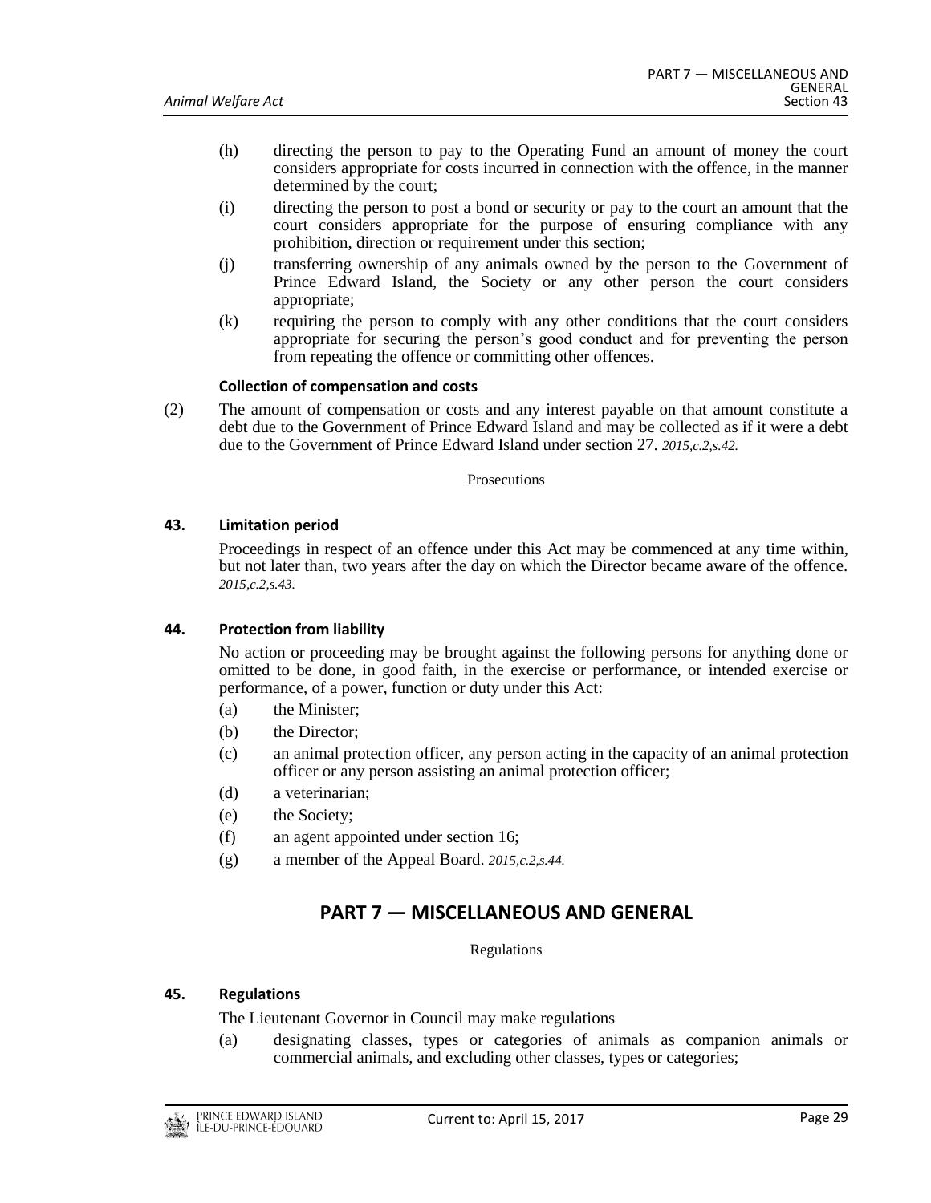(h) directing the person to pay to the Operating Fund an amount of money the court considers appropriate for costs incurred in connection with the offence, in the manner determined by the court;

(i) directing the person to post a bond or security or pay to the court an amount that the court considers appropriate for the purpose of ensuring compliance with any prohibition, direction or requirement under this section;

(j) transferring ownership of any animals owned by the person to the Government of Prince Edward Island, the Society or any other person the court considers appropriate;

(k) requiring the person to comply with any other conditions that the court considers appropriate for securing the person's good conduct and for preventing the person from repeating the offence or committing other offences.

**Collection of compensation and costs**

(2) The amount of compensation or costs and any interest payable on that amount constitute a debt due to the Government of Prince Edward Island and may be collected as if it were a debt due to the Government of Prince Edward Island under section 27. *2015,c.2,s.42.*

Prosecutions

**43. Limitation period**

Proceedings in respect of an offence under this Act may be commenced at any time within, but not later than, two years after the day on which the Director became aware of the offence. *2015,c.2,s.43.*

**44. Protection from liability**

No action or proceeding may be brought against the following persons for anything done or omitted to be done, in good faith, in the exercise or performance, or intended exercise or performance, of a power, function or duty under this Act:

(a) the Minister;

(b) the Director;

(c) an animal protection officer, any person acting in the capacity of an animal protection officer or any person assisting an animal protection officer;

(d) a veterinarian;

(e) the Society;

(f) an agent appointed under section 16;

(g) a member of the Appeal Board. *2015,c.2,s.44.*

## PART 7 — MISCELLANEOUS AND GENERAL

Regulations

**45. Regulations**

The Lieutenant Governor in Council may make regulations

(a) designating classes, types or categories of animals as companion animals or commercial animals, and excluding other classes, types or categories;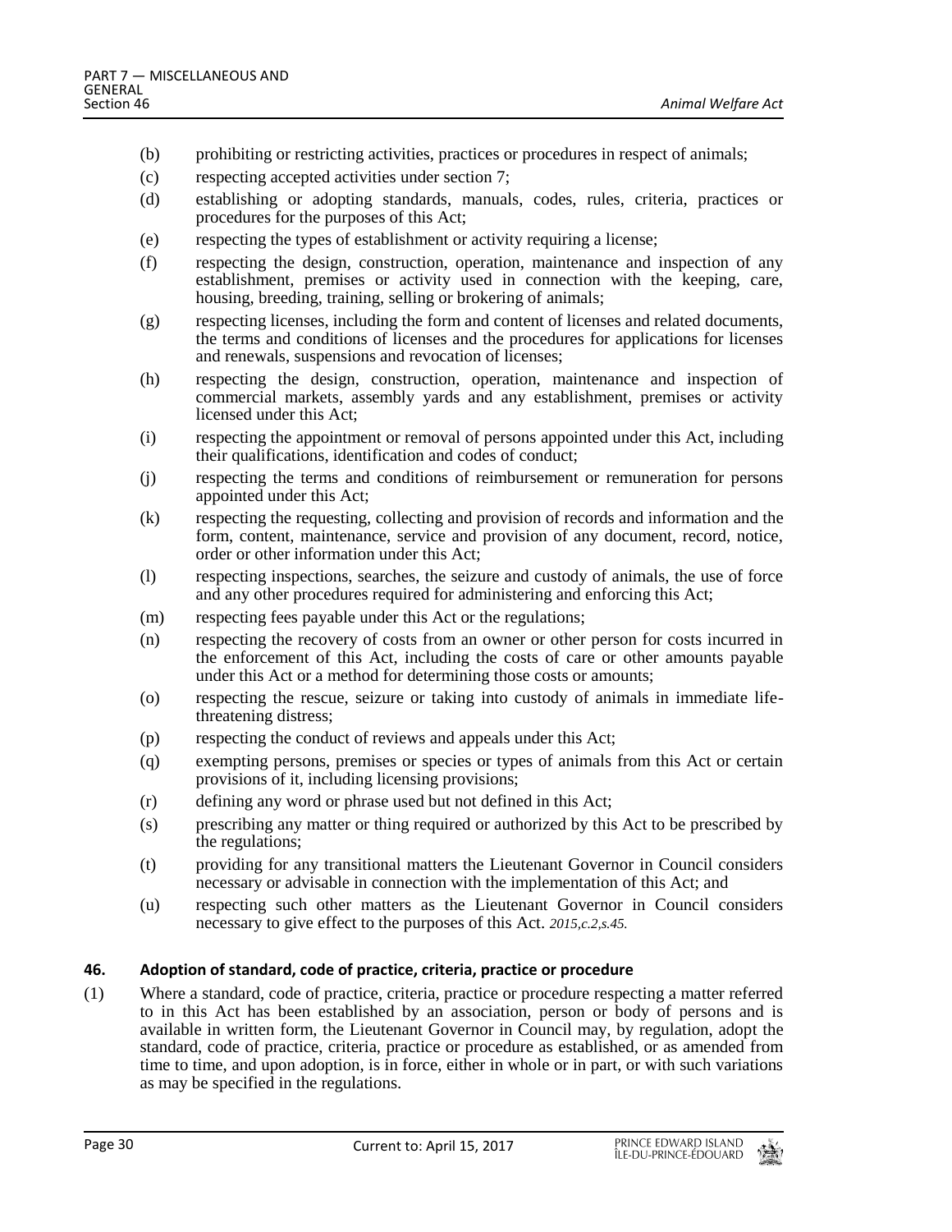(b) prohibiting or restricting activities, practices or procedures in respect of animals;

(c) respecting accepted activities under section 7;

(d) establishing or adopting standards, manuals, codes, rules, criteria, practices or procedures for the purposes of this Act;

(e) respecting the types of establishment or activity requiring a license;

(f) respecting the design, construction, operation, maintenance and inspection of any establishment, premises or activity used in connection with the keeping, care, housing, breeding, training, selling or brokering of animals;

(g) respecting licenses, including the form and content of licenses and related documents, the terms and conditions of licenses and the procedures for applications for licenses and renewals, suspensions and revocation of licenses;

(h) respecting the design, construction, operation, maintenance and inspection of commercial markets, assembly yards and any establishment, premises or activity licensed under this Act;

(i) respecting the appointment or removal of persons appointed under this Act, including their qualifications, identification and codes of conduct;

(j) respecting the terms and conditions of reimbursement or remuneration for persons appointed under this Act;

(k) respecting the requesting, collecting and provision of records and information and the form, content, maintenance, service and provision of any document, record, notice, order or other information under this Act;

(l) respecting inspections, searches, the seizure and custody of animals, the use of force and any other procedures required for administering and enforcing this Act;

(m) respecting fees payable under this Act or the regulations;

(n) respecting the recovery of costs from an owner or other person for costs incurred in the enforcement of this Act, including the costs of care or other amounts payable under this Act or a method for determining those costs or amounts;

(o) respecting the rescue, seizure or taking into custody of animals in immediate life-threatening distress;

(p) respecting the conduct of reviews and appeals under this Act;

(q) exempting persons, premises or species or types of animals from this Act or certain provisions of it, including licensing provisions;

(r) defining any word or phrase used but not defined in this Act;

(s) prescribing any matter or thing required or authorized by this Act to be prescribed by the regulations;

(t) providing for any transitional matters the Lieutenant Governor in Council considers necessary or advisable in connection with the implementation of this Act; and

(u) respecting such other matters as the Lieutenant Governor in Council considers necessary to give effect to the purposes of this Act. *2015,c.2,s.45.*

**46. Adoption of standard, code of practice, criteria, practice or procedure**

(1) Where a standard, code of practice, criteria, practice or procedure respecting a matter referred to in this Act has been established by an association, person or body of persons and is available in written form, the Lieutenant Governor in Council may, by regulation, adopt the standard, code of practice, criteria, practice or procedure as established, or as amended from time to time, and upon adoption, is in force, either in whole or in part, or with such variations as may be specified in the regulations.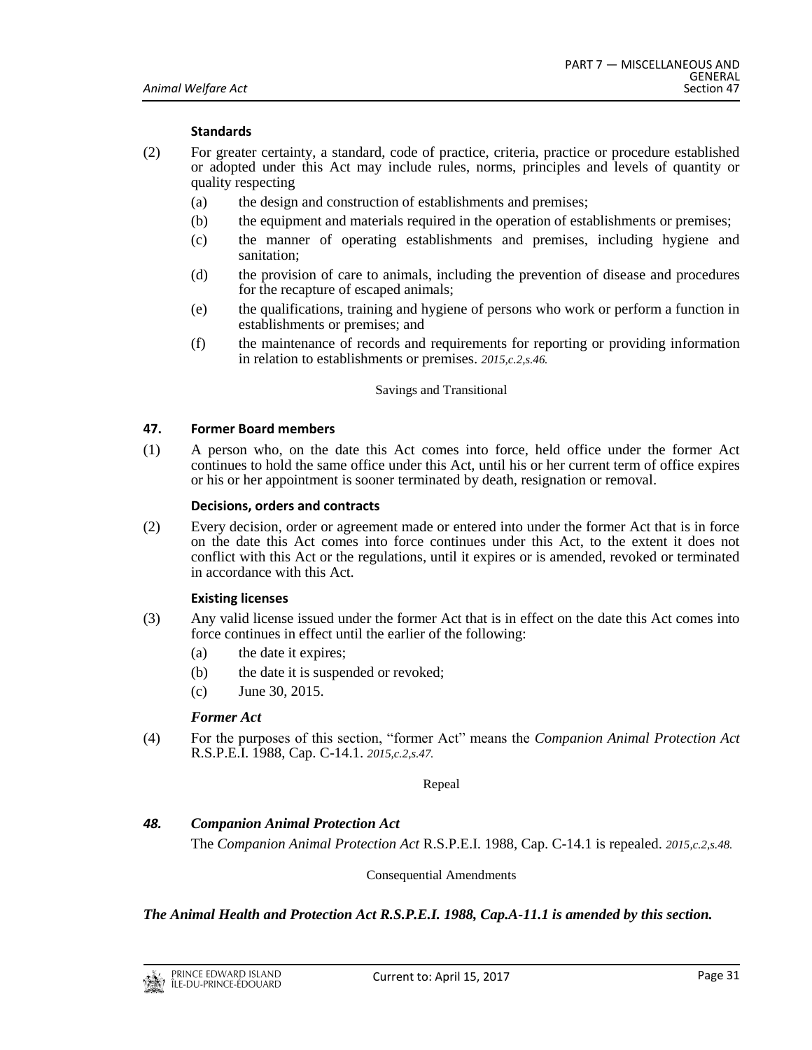**Standards**

(2) For greater certainty, a standard, code of practice, criteria, practice or procedure established or adopted under this Act may include rules, norms, principles and levels of quantity or quality respecting

(a) the design and construction of establishments and premises;

(b) the equipment and materials required in the operation of establishments or premises;

(c) the manner of operating establishments and premises, including hygiene and sanitation;

(d) the provision of care to animals, including the prevention of disease and procedures for the recapture of escaped animals;

(e) the qualifications, training and hygiene of persons who work or perform a function in establishments or premises; and

(f) the maintenance of records and requirements for reporting or providing information in relation to establishments or premises. *2015,c.2,s.46.*

Savings and Transitional

### 47. Former Board members

(1) A person who, on the date this Act comes into force, held office under the former Act continues to hold the same office under this Act, until his or her current term of office expires or his or her appointment is sooner terminated by death, resignation or removal.

**Decisions, orders and contracts**

(2) Every decision, order or agreement made or entered into under the former Act that is in force on the date this Act comes into force continues under this Act, to the extent it does not conflict with this Act or the regulations, until it expires or is amended, revoked or terminated in accordance with this Act.

**Existing licenses**

(3) Any valid license issued under the former Act that is in effect on the date this Act comes into force continues in effect until the earlier of the following:

(a) the date it expires;

(b) the date it is suspended or revoked;

(c) June 30, 2015.

***Former Act***

(4) For the purposes of this section, "former Act" means the *Companion Animal Protection Act* R.S.P.E.I. 1988, Cap. C-14.1. *2015,c.2,s.47.*

Repeal

### *48. Companion Animal Protection Act*

The *Companion Animal Protection Act* R.S.P.E.I. 1988, Cap. C-14.1 is repealed. *2015,c.2,s.48.*

Consequential Amendments

***The Animal Health and Protection Act R.S.P.E.I. 1988, Cap.A-11.1 is amended by this section.***